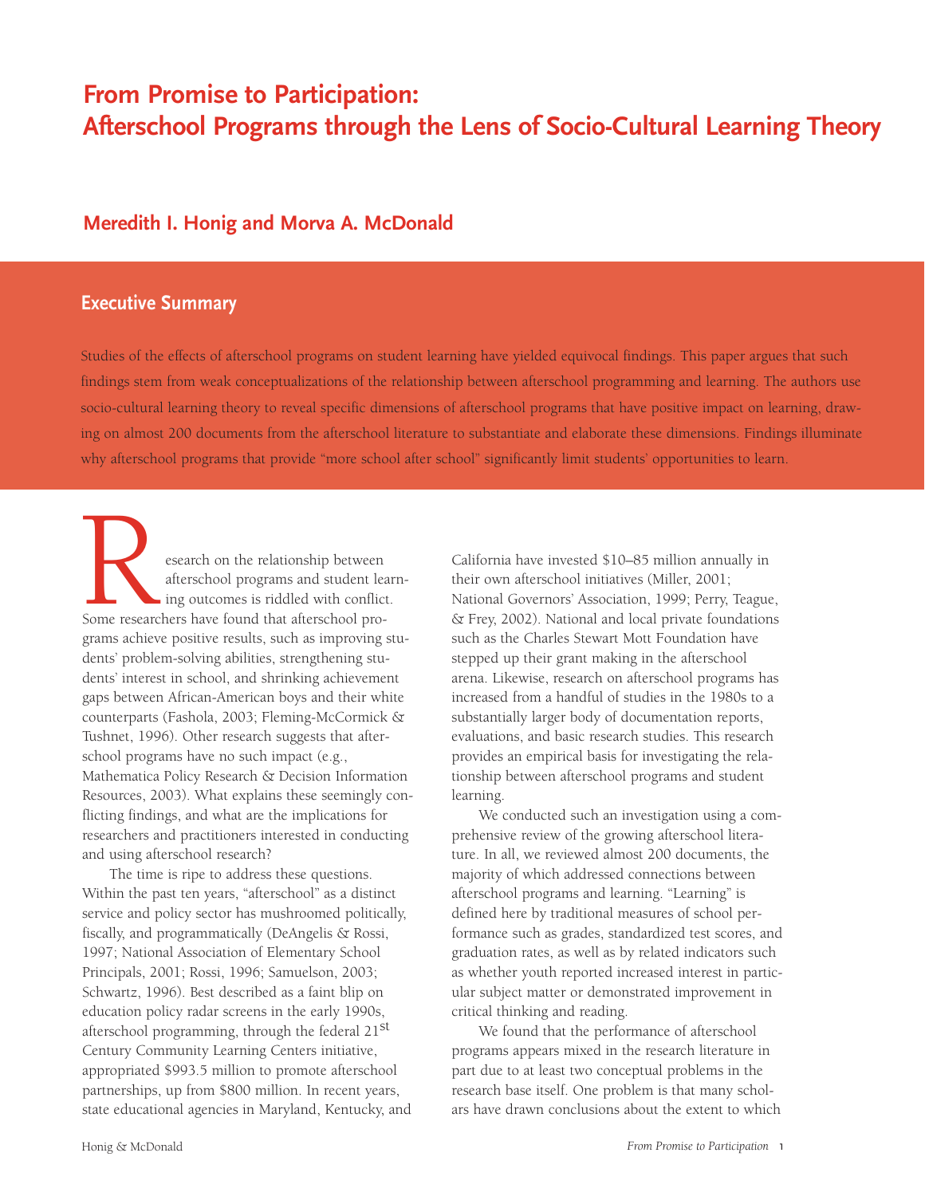# From Promise to Participation: Afterschool Programs through the Lens of Socio-Cultural Learning Theory

## Meredith I. Honig and Morva A. McDonald

## Executive Summary

Studies of the effects of afterschool programs on student learning have yielded equivocal findings. This paper argues that such findings stem from weak conceptualizations of the relationship between afterschool programming and learning. The authors use socio-cultural learning theory to reveal specific dimensions of afterschool programs that have positive impact on learning, drawing on almost 200 documents from the afterschool literature to substantiate and elaborate these dimensions. Findings illuminate why afterschool programs that provide "more school after school" significantly limit students' opportunities to learn.

Research on the relationship between afterschool programs and student learning outcomes is riddled with conflict. Some researchers have found that afterschool programs achieve positive results, such as improving students' problem-solving abilities, strengthening students' interest in school, and shrinking achievement gaps between African-American boys and their white counterparts (Fashola, 2003; Fleming-McCormick & Tushnet, 1996). Other research suggests that afterschool programs have no such impact (e.g., Mathematica Policy Research & Decision Information Resources, 2003). What explains these seemingly conflicting findings, and what are the implications for researchers and practitioners interested in conducting and using afterschool research?

The time is ripe to address these questions. Within the past ten years, "afterschool" as a distinct service and policy sector has mushroomed politically, fiscally, and programmatically (DeAngelis & Rossi, 1997; National Association of Elementary School Principals, 2001; Rossi, 1996; Samuelson, 2003; Schwartz, 1996). Best described as a faint blip on education policy radar screens in the early 1990s, afterschool programming, through the federal 21st Century Community Learning Centers initiative, appropriated $993.5 million to promote afterschool partnerships, up from $800 million. In recent years, state educational agencies in Maryland, Kentucky, and California have invested $10–85 million annually in their own afterschool initiatives (Miller, 2001; National Governors' Association, 1999; Perry, Teague, & Frey, 2002). National and local private foundations such as the Charles Stewart Mott Foundation have stepped up their grant making in the afterschool arena. Likewise, research on afterschool programs has increased from a handful of studies in the 1980s to a substantially larger body of documentation reports, evaluations, and basic research studies. This research provides an empirical basis for investigating the relationship between afterschool programs and student learning.

We conducted such an investigation using a comprehensive review of the growing afterschool literature. In all, we reviewed almost 200 documents, the majority of which addressed connections between afterschool programs and learning. "Learning" is defined here by traditional measures of school performance such as grades, standardized test scores, and graduation rates, as well as by related indicators such as whether youth reported increased interest in particular subject matter or demonstrated improvement in critical thinking and reading.

We found that the performance of afterschool programs appears mixed in the research literature in part due to at least two conceptual problems in the research base itself. One problem is that many scholars have drawn conclusions about the extent to which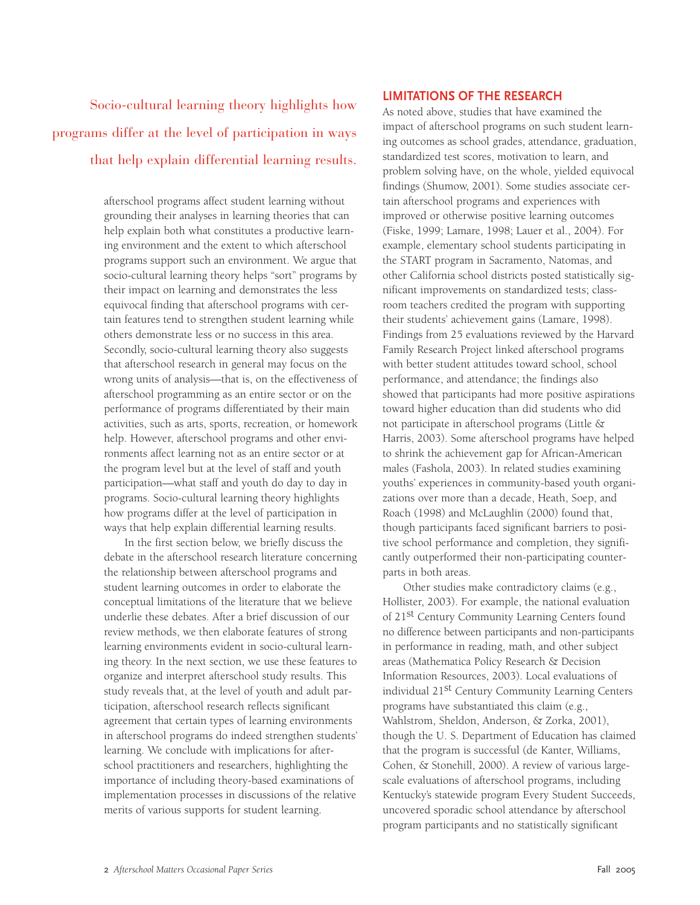Socio-cultural learning theory highlights how programs differ at the level of participation in ways that help explain differential learning results.

afterschool programs affect student learning without grounding their analyses in learning theories that can help explain both what constitutes a productive learning environment and the extent to which afterschool programs support such an environment. We argue that socio-cultural learning theory helps "sort" programs by their impact on learning and demonstrates the less equivocal finding that afterschool programs with certain features tend to strengthen student learning while others demonstrate less or no success in this area. Secondly, socio-cultural learning theory also suggests that afterschool research in general may focus on the wrong units of analysis—that is, on the effectiveness of afterschool programming as an entire sector or on the performance of programs differentiated by their main activities, such as arts, sports, recreation, or homework help. However, afterschool programs and other environments affect learning not as an entire sector or at the program level but at the level of staff and youth participation—what staff and youth do day to day in programs. Socio-cultural learning theory highlights how programs differ at the level of participation in ways that help explain differential learning results.

In the first section below, we briefly discuss the debate in the afterschool research literature concerning the relationship between afterschool programs and student learning outcomes in order to elaborate the conceptual limitations of the literature that we believe underlie these debates. After a brief discussion of our review methods, we then elaborate features of strong learning environments evident in socio-cultural learning theory. In the next section, we use these features to organize and interpret afterschool study results. This study reveals that, at the level of youth and adult participation, afterschool research reflects significant agreement that certain types of learning environments in afterschool programs do indeed strengthen students' learning. We conclude with implications for afterschool practitioners and researchers, highlighting the importance of including theory-based examinations of implementation processes in discussions of the relative merits of various supports for student learning.

## LIMITATIONS OF THE RESEARCH

As noted above, studies that have examined the impact of afterschool programs on such student learning outcomes as school grades, attendance, graduation, standardized test scores, motivation to learn, and problem solving have, on the whole, yielded equivocal findings (Shumow, 2001). Some studies associate certain afterschool programs and experiences with improved or otherwise positive learning outcomes (Fiske, 1999; Lamare, 1998; Lauer et al., 2004). For example, elementary school students participating in the START program in Sacramento, Natomas, and other California school districts posted statistically significant improvements on standardized tests; classroom teachers credited the program with supporting their students' achievement gains (Lamare, 1998). Findings from 25 evaluations reviewed by the Harvard Family Research Project linked afterschool programs with better student attitudes toward school, school performance, and attendance; the findings also showed that participants had more positive aspirations toward higher education than did students who did not participate in afterschool programs (Little & Harris, 2003). Some afterschool programs have helped to shrink the achievement gap for African-American males (Fashola, 2003). In related studies examining youths' experiences in community-based youth organizations over more than a decade, Heath, Soep, and Roach (1998) and McLaughlin (2000) found that, though participants faced significant barriers to positive school performance and completion, they significantly outperformed their non-participating counterparts in both areas.

Other studies make contradictory claims (e.g., Hollister, 2003). For example, the national evaluation of 21st Century Community Learning Centers found no difference between participants and non-participants in performance in reading, math, and other subject areas (Mathematica Policy Research & Decision Information Resources, 2003). Local evaluations of individual 21st Century Community Learning Centers programs have substantiated this claim (e.g., Wahlstrom, Sheldon, Anderson, & Zorka, 2001), though the U. S. Department of Education has claimed that the program is successful (de Kanter, Williams, Cohen, & Stonehill, 2000). A review of various large-scale evaluations of afterschool programs, including Kentucky's statewide program Every Student Succeeds, uncovered sporadic school attendance by afterschool program participants and no statistically significant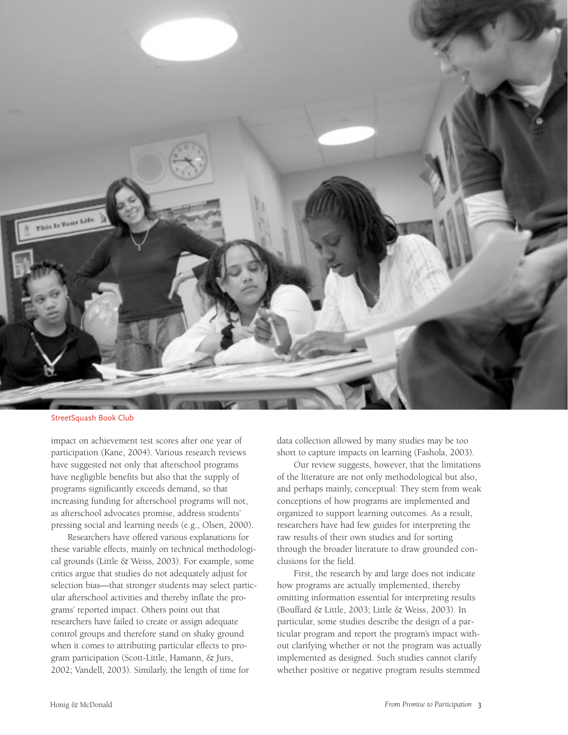StreetSquash Book Club

impact on achievement test scores after one year of participation (Kane, 2004). Various research reviews have suggested not only that afterschool programs have negligible benefits but also that the supply of programs significantly exceeds demand, so that increasing funding for afterschool programs will not, as afterschool advocates promise, address students' pressing social and learning needs (e.g., Olsen, 2000).

Researchers have offered various explanations for these variable effects, mainly on technical methodological grounds (Little & Weiss, 2003). For example, some critics argue that studies do not adequately adjust for selection bias—that stronger students may select particular afterschool activities and thereby inflate the programs' reported impact. Others point out that researchers have failed to create or assign adequate control groups and therefore stand on shaky ground when it comes to attributing particular effects to program participation (Scott-Little, Hamann, & Jurs, 2002; Vandell, 2003). Similarly, the length of time for data collection allowed by many studies may be too short to capture impacts on learning (Fashola, 2003).

Our review suggests, however, that the limitations of the literature are not only methodological but also, and perhaps mainly, conceptual: They stem from weak conceptions of how programs are implemented and organized to support learning outcomes. As a result, researchers have had few guides for interpreting the raw results of their own studies and for sorting through the broader literature to draw grounded conclusions for the field.

First, the research by and large does not indicate how programs are actually implemented, thereby omitting information essential for interpreting results (Bouffard & Little, 2003; Little & Weiss, 2003). In particular, some studies describe the design of a particular program and report the program's impact without clarifying whether or not the program was actually implemented as designed. Such studies cannot clarify whether positive or negative program results stemmed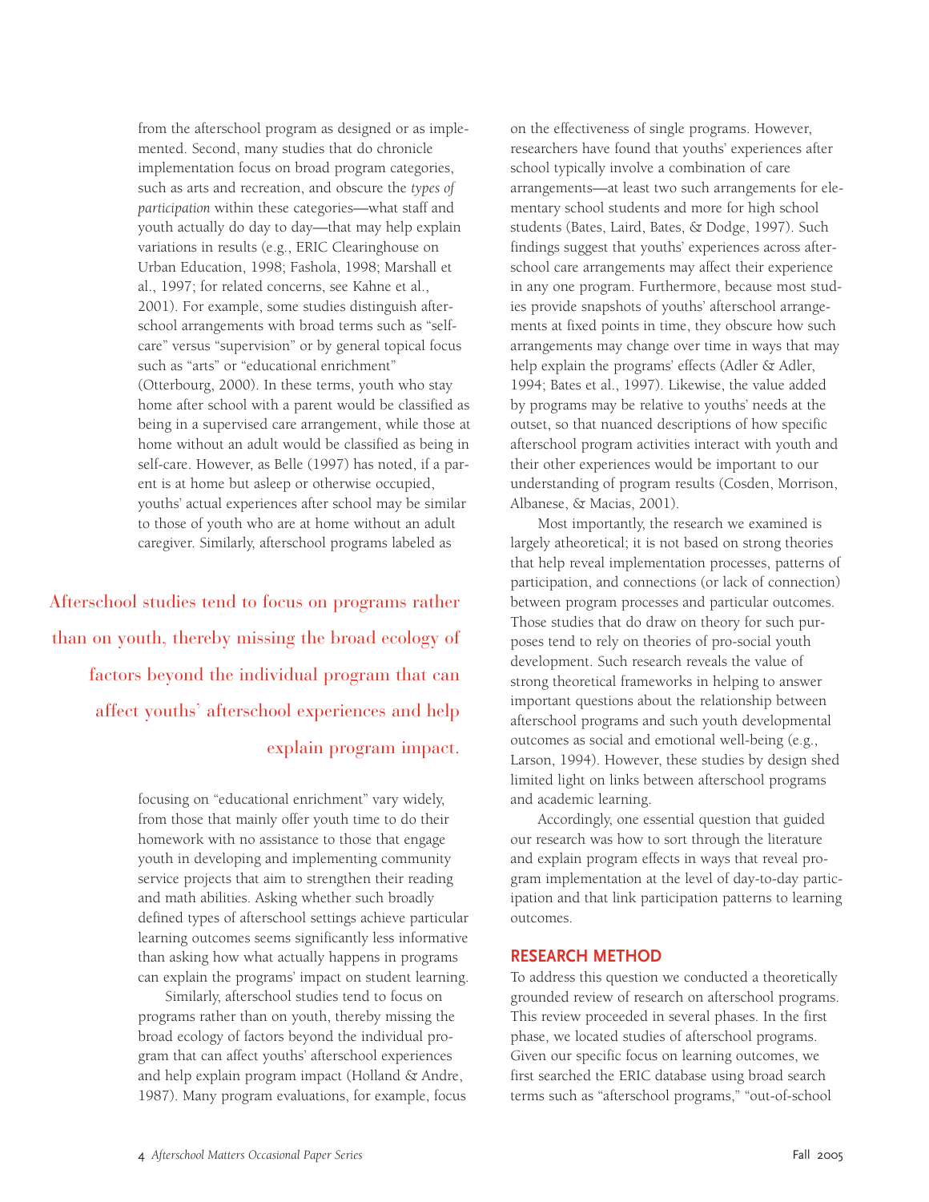from the afterschool program as designed or as implemented. Second, many studies that do chronicle implementation focus on broad program categories, such as arts and recreation, and obscure the *types of participation* within these categories—what staff and youth actually do day to day—that may help explain variations in results (e.g., ERIC Clearinghouse on Urban Education, 1998; Fashola, 1998; Marshall et al., 1997; for related concerns, see Kahne et al., 2001). For example, some studies distinguish afterschool arrangements with broad terms such as "self-care" versus "supervision" or by general topical focus such as "arts" or "educational enrichment" (Otterbourg, 2000). In these terms, youth who stay home after school with a parent would be classified as being in a supervised care arrangement, while those at home without an adult would be classified as being in self-care. However, as Belle (1997) has noted, if a parent is at home but asleep or otherwise occupied, youths' actual experiences after school may be similar to those of youth who are at home without an adult caregiver. Similarly, afterschool programs labeled as focusing on "educational enrichment" vary widely, from those that mainly offer youth time to do their homework with no assistance to those that engage youth in developing and implementing community service projects that aim to strengthen their reading and math abilities. Asking whether such broadly defined types of afterschool settings achieve particular learning outcomes seems significantly less informative than asking how what actually happens in programs can explain the programs' impact on student learning.

> Afterschool studies tend to focus on programs rather than on youth, thereby missing the broad ecology of factors beyond the individual program that can affect youths' afterschool experiences and help explain program impact.

Similarly, afterschool studies tend to focus on programs rather than on youth, thereby missing the broad ecology of factors beyond the individual program that can affect youths' afterschool experiences and help explain program impact (Holland & Andre, 1987). Many program evaluations, for example, focus on the effectiveness of single programs. However, researchers have found that youths' experiences after school typically involve a combination of care arrangements—at least two such arrangements for elementary school students and more for high school students (Bates, Laird, Bates, & Dodge, 1997). Such findings suggest that youths' experiences across afterschool care arrangements may affect their experience in any one program. Furthermore, because most studies provide snapshots of youths' afterschool arrangements at fixed points in time, they obscure how such arrangements may change over time in ways that may help explain the programs' effects (Adler & Adler, 1994; Bates et al., 1997). Likewise, the value added by programs may be relative to youths' needs at the outset, so that nuanced descriptions of how specific afterschool program activities interact with youth and their other experiences would be important to our understanding of program results (Cosden, Morrison, Albanese, & Macias, 2001).

Most importantly, the research we examined is largely atheoretical; it is not based on strong theories that help reveal implementation processes, patterns of participation, and connections (or lack of connection) between program processes and particular outcomes. Those studies that do draw on theory for such purposes tend to rely on theories of pro-social youth development. Such research reveals the value of strong theoretical frameworks in helping to answer important questions about the relationship between afterschool programs and such youth developmental outcomes as social and emotional well-being (e.g., Larson, 1994). However, these studies by design shed limited light on links between afterschool programs and academic learning.

Accordingly, one essential question that guided our research was how to sort through the literature and explain program effects in ways that reveal program implementation at the level of day-to-day participation and that link participation patterns to learning outcomes.

## RESEARCH METHOD

To address this question we conducted a theoretically grounded review of research on afterschool programs. This review proceeded in several phases. In the first phase, we located studies of afterschool programs. Given our specific focus on learning outcomes, we first searched the ERIC database using broad search terms such as "afterschool programs," "out-of-school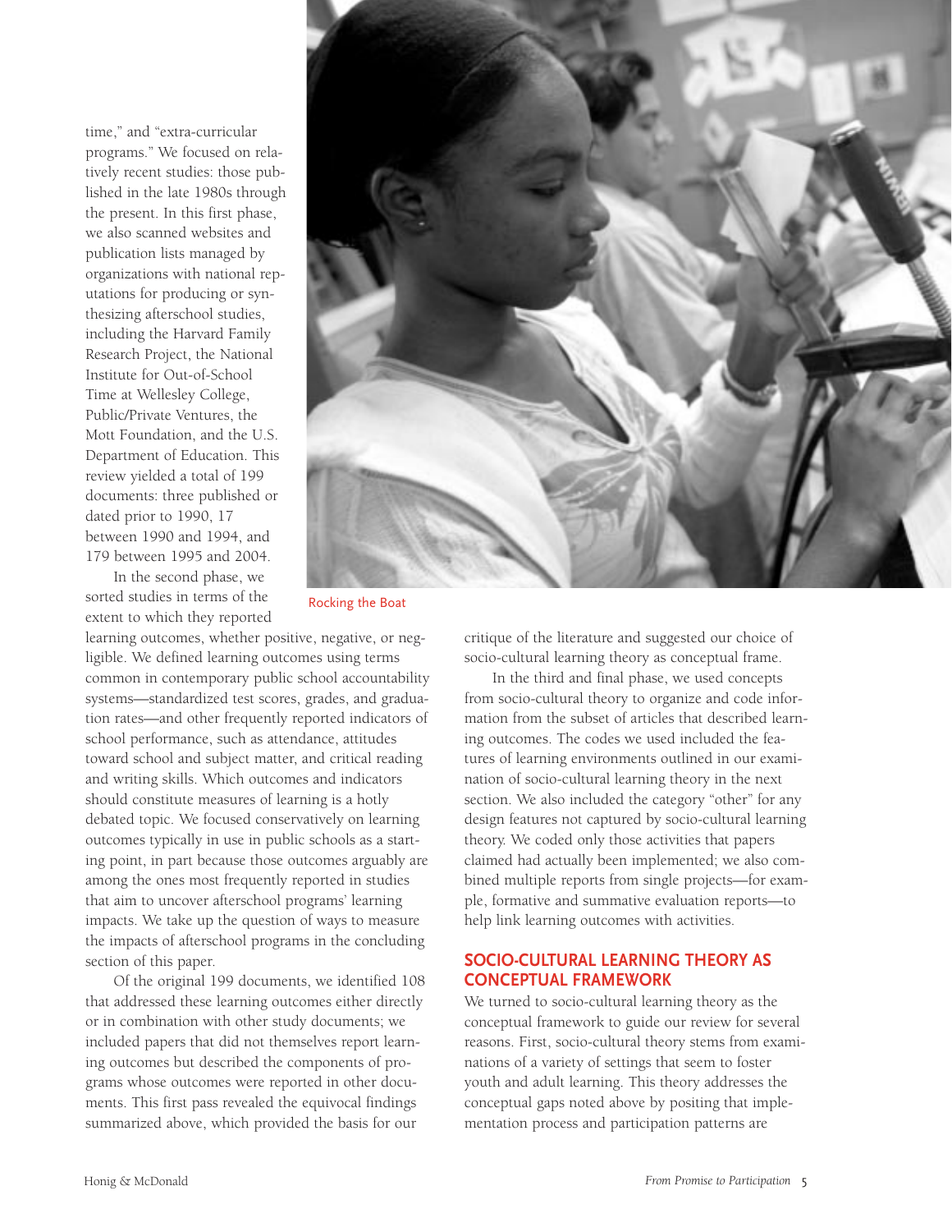time," and "extra-curricular programs." We focused on relatively recent studies: those published in the late 1980s through the present. In this first phase, we also scanned websites and publication lists managed by organizations with national reputations for producing or synthesizing afterschool studies, including the Harvard Family Research Project, the National Institute for Out-of-School Time at Wellesley College, Public/Private Ventures, the Mott Foundation, and the U.S. Department of Education. This review yielded a total of 199 documents: three published or dated prior to 1990, 17 between 1990 and 1994, and 179 between 1995 and 2004.

In the second phase, we sorted studies in terms of the extent to which they reported learning outcomes, whether positive, negative, or negligible. We defined learning outcomes using terms common in contemporary public school accountability systems—standardized test scores, grades, and graduation rates—and other frequently reported indicators of school performance, such as attendance, attitudes toward school and subject matter, and critical reading and writing skills. Which outcomes and indicators should constitute measures of learning is a hotly debated topic. We focused conservatively on learning outcomes typically in use in public schools as a starting point, in part because those outcomes arguably are among the ones most frequently reported in studies that aim to uncover afterschool programs' learning impacts. We take up the question of ways to measure the impacts of afterschool programs in the concluding section of this paper.

Of the original 199 documents, we identified 108 that addressed these learning outcomes either directly or in combination with other study documents; we included papers that did not themselves report learning outcomes but described the components of programs whose outcomes were reported in other documents. This first pass revealed the equivocal findings summarized above, which provided the basis for our critique of the literature and suggested our choice of socio-cultural learning theory as conceptual frame.

Rocking the Boat

In the third and final phase, we used concepts from socio-cultural theory to organize and code information from the subset of articles that described learning outcomes. The codes we used included the features of learning environments outlined in our examination of socio-cultural learning theory in the next section. We also included the category "other" for any design features not captured by socio-cultural learning theory. We coded only those activities that papers claimed had actually been implemented; we also combined multiple reports from single projects—for example, formative and summative evaluation reports—to help link learning outcomes with activities.

## SOCIO-CULTURAL LEARNING THEORY AS CONCEPTUAL FRAMEWORK

We turned to socio-cultural learning theory as the conceptual framework to guide our review for several reasons. First, socio-cultural theory stems from examinations of a variety of settings that seem to foster youth and adult learning. This theory addresses the conceptual gaps noted above by positing that implementation process and participation patterns are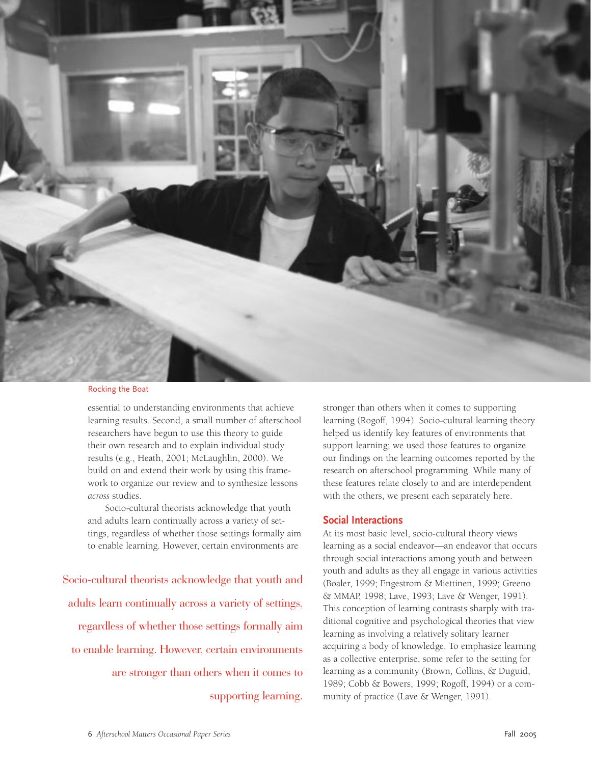Rocking the Boat

essential to understanding environments that achieve learning results. Second, a small number of afterschool researchers have begun to use this theory to guide their own research and to explain individual study results (e.g., Heath, 2001; McLaughlin, 2000). We build on and extend their work by using this framework to organize our review and to synthesize lessons *across* studies.

Socio-cultural theorists acknowledge that youth and adults learn continually across a variety of settings, regardless of whether those settings formally aim to enable learning. However, certain environments are stronger than others when it comes to supporting learning (Rogoff, 1994). Socio-cultural learning theory helped us identify key features of environments that support learning; we used those features to organize our findings on the learning outcomes reported by the research on afterschool programming. While many of these features relate closely to and are interdependent with the others, we present each separately here.

> Socio-cultural theorists acknowledge that youth and adults learn continually across a variety of settings, regardless of whether those settings formally aim to enable learning. However, certain environments are stronger than others when it comes to supporting learning.

## Social Interactions

At its most basic level, socio-cultural theory views learning as a social endeavor—an endeavor that occurs through social interactions among youth and between youth and adults as they all engage in various activities (Boaler, 1999; Engestrom & Miettinen, 1999; Greeno & MMAP, 1998; Lave, 1993; Lave & Wenger, 1991). This conception of learning contrasts sharply with traditional cognitive and psychological theories that view learning as involving a relatively solitary learner acquiring a body of knowledge. To emphasize learning as a collective enterprise, some refer to the setting for learning as a community (Brown, Collins, & Duguid, 1989; Cobb & Bowers, 1999; Rogoff, 1994) or a community of practice (Lave & Wenger, 1991).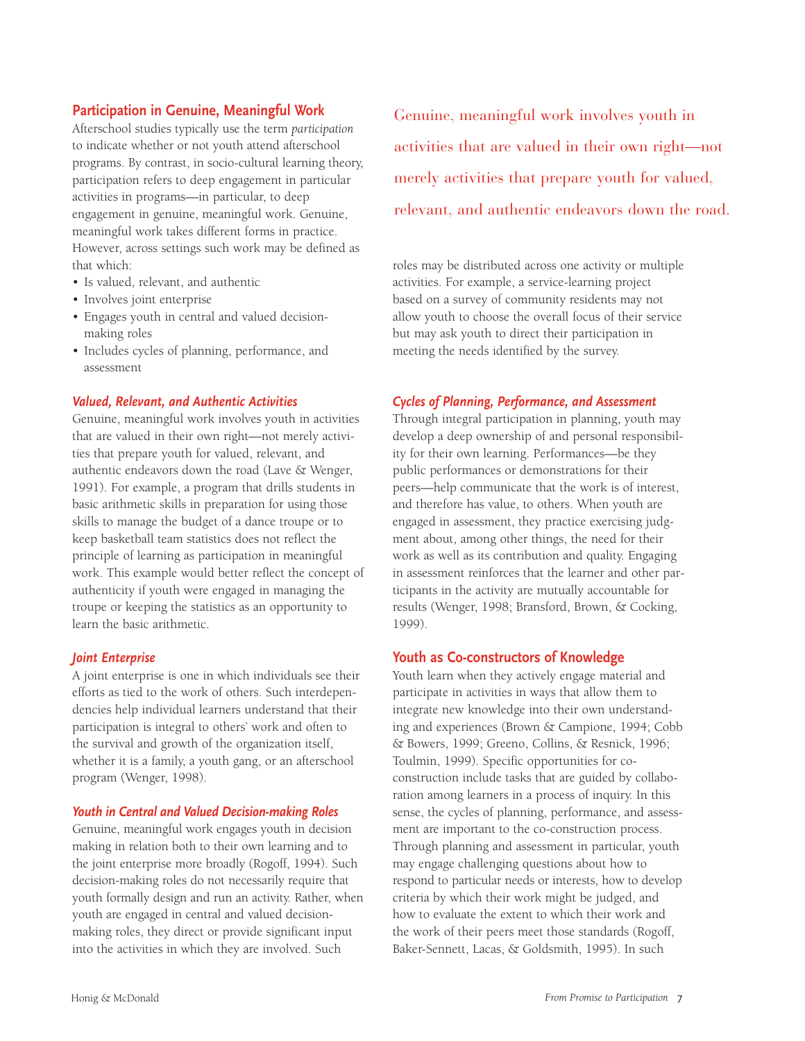## Participation in Genuine, Meaningful Work

Afterschool studies typically use the term *participation* to indicate whether or not youth attend afterschool programs. By contrast, in socio-cultural learning theory, participation refers to deep engagement in particular activities in programs—in particular, to deep engagement in genuine, meaningful work. Genuine, meaningful work takes different forms in practice. However, across settings such work may be defined as that which:

- Is valued, relevant, and authentic
- Involves joint enterprise
- Engages youth in central and valued decision-making roles
- Includes cycles of planning, performance, and assessment

### *Valued, Relevant, and Authentic Activities*

Genuine, meaningful work involves youth in activities that are valued in their own right—not merely activities that prepare youth for valued, relevant, and authentic endeavors down the road (Lave & Wenger, 1991). For example, a program that drills students in basic arithmetic skills in preparation for using those skills to manage the budget of a dance troupe or to keep basketball team statistics does not reflect the principle of learning as participation in meaningful work. This example would better reflect the concept of authenticity if youth were engaged in managing the troupe or keeping the statistics as an opportunity to learn the basic arithmetic.

### *Joint Enterprise*

A joint enterprise is one in which individuals see their efforts as tied to the work of others. Such interdependencies help individual learners understand that their participation is integral to others' work and often to the survival and growth of the organization itself, whether it is a family, a youth gang, or an afterschool program (Wenger, 1998).

### *Youth in Central and Valued Decision-making Roles*

Genuine, meaningful work engages youth in decision making in relation both to their own learning and to the joint enterprise more broadly (Rogoff, 1994). Such decision-making roles do not necessarily require that youth formally design and run an activity. Rather, when youth are engaged in central and valued decision-making roles, they direct or provide significant input into the activities in which they are involved. Such roles may be distributed across one activity or multiple activities. For example, a service-learning project based on a survey of community residents may not allow youth to choose the overall focus of their service but may ask youth to direct their participation in meeting the needs identified by the survey.

> Genuine, meaningful work involves youth in activities that are valued in their own right—not merely activities that prepare youth for valued, relevant, and authentic endeavors down the road.

### *Cycles of Planning, Performance, and Assessment*

Through integral participation in planning, youth may develop a deep ownership of and personal responsibility for their own learning. Performances—be they public performances or demonstrations for their peers—help communicate that the work is of interest, and therefore has value, to others. When youth are engaged in assessment, they practice exercising judgment about, among other things, the need for their work as well as its contribution and quality. Engaging in assessment reinforces that the learner and other participants in the activity are mutually accountable for results (Wenger, 1998; Bransford, Brown, & Cocking, 1999).

## Youth as Co-constructors of Knowledge

Youth learn when they actively engage material and participate in activities in ways that allow them to integrate new knowledge into their own understanding and experiences (Brown & Campione, 1994; Cobb & Bowers, 1999; Greeno, Collins, & Resnick, 1996; Toulmin, 1999). Specific opportunities for co-construction include tasks that are guided by collaboration among learners in a process of inquiry. In this sense, the cycles of planning, performance, and assessment are important to the co-construction process. Through planning and assessment in particular, youth may engage challenging questions about how to respond to particular needs or interests, how to develop criteria by which their work might be judged, and how to evaluate the extent to which their work and the work of their peers meet those standards (Rogoff, Baker-Sennett, Lacas, & Goldsmith, 1995). In such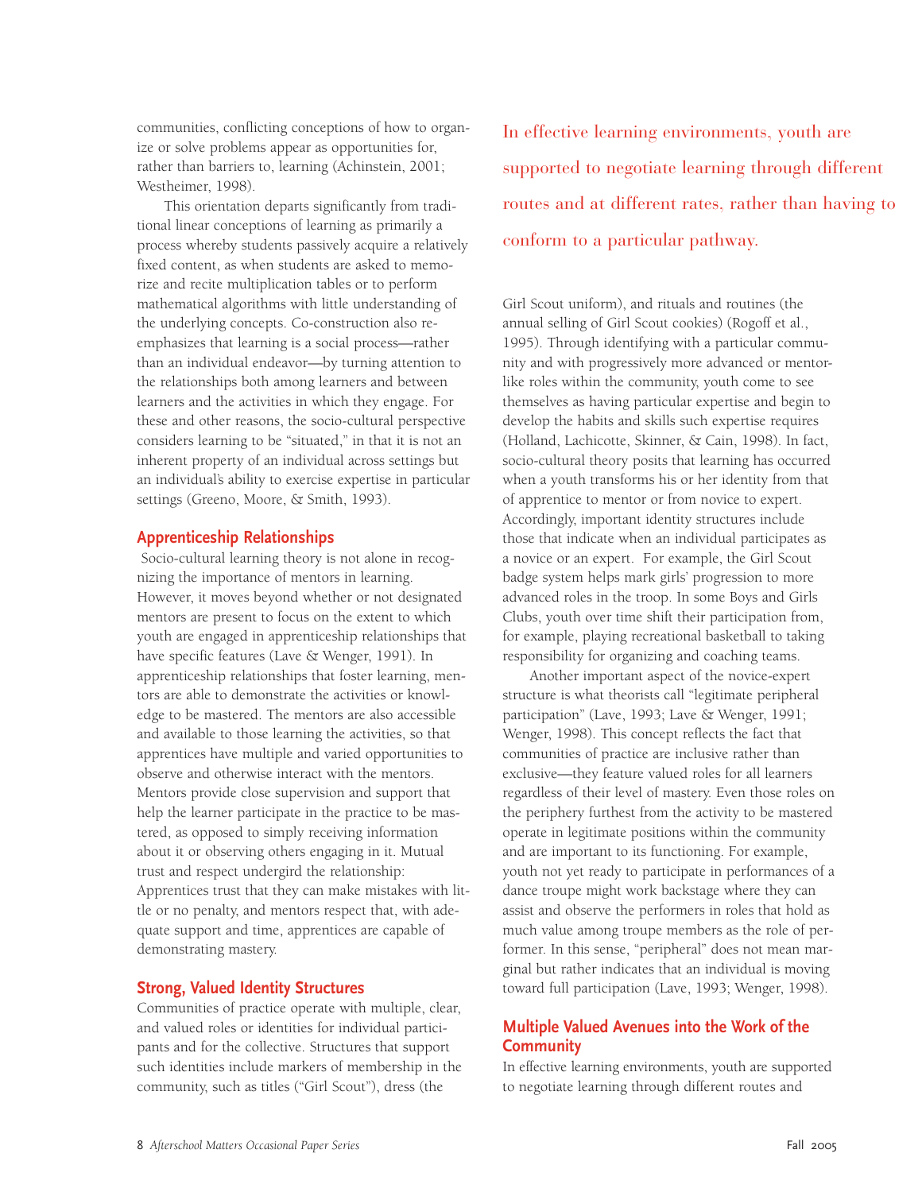communities, conflicting conceptions of how to organize or solve problems appear as opportunities for, rather than barriers to, learning (Achinstein, 2001; Westheimer, 1998).

This orientation departs significantly from traditional linear conceptions of learning as primarily a process whereby students passively acquire a relatively fixed content, as when students are asked to memorize and recite multiplication tables or to perform mathematical algorithms with little understanding of the underlying concepts. Co-construction also reemphasizes that learning is a social process—rather than an individual endeavor—by turning attention to the relationships both among learners and between learners and the activities in which they engage. For these and other reasons, the socio-cultural perspective considers learning to be "situated," in that it is not an inherent property of an individual across settings but an individual's ability to exercise expertise in particular settings (Greeno, Moore, & Smith, 1993).

## Apprenticeship Relationships

Socio-cultural learning theory is not alone in recognizing the importance of mentors in learning. However, it moves beyond whether or not designated mentors are present to focus on the extent to which youth are engaged in apprenticeship relationships that have specific features (Lave & Wenger, 1991). In apprenticeship relationships that foster learning, mentors are able to demonstrate the activities or knowledge to be mastered. The mentors are also accessible and available to those learning the activities, so that apprentices have multiple and varied opportunities to observe and otherwise interact with the mentors. Mentors provide close supervision and support that help the learner participate in the practice to be mastered, as opposed to simply receiving information about it or observing others engaging in it. Mutual trust and respect undergird the relationship: Apprentices trust that they can make mistakes with little or no penalty, and mentors respect that, with adequate support and time, apprentices are capable of demonstrating mastery.

## Strong, Valued Identity Structures

Communities of practice operate with multiple, clear, and valued roles or identities for individual participants and for the collective. Structures that support such identities include markers of membership in the community, such as titles ("Girl Scout"), dress (the Girl Scout uniform), and rituals and routines (the annual selling of Girl Scout cookies) (Rogoff et al., 1995). Through identifying with a particular community and with progressively more advanced or mentor-like roles within the community, youth come to see themselves as having particular expertise and begin to develop the habits and skills such expertise requires (Holland, Lachicotte, Skinner, & Cain, 1998). In fact, socio-cultural theory posits that learning has occurred when a youth transforms his or her identity from that of apprentice to mentor or from novice to expert. Accordingly, important identity structures include those that indicate when an individual participates as a novice or an expert. For example, the Girl Scout badge system helps mark girls' progression to more advanced roles in the troop. In some Boys and Girls Clubs, youth over time shift their participation from, for example, playing recreational basketball to taking responsibility for organizing and coaching teams.

Another important aspect of the novice-expert structure is what theorists call "legitimate peripheral participation" (Lave, 1993; Lave & Wenger, 1991; Wenger, 1998). This concept reflects the fact that communities of practice are inclusive rather than exclusive—they feature valued roles for all learners regardless of their level of mastery. Even those roles on the periphery furthest from the activity to be mastered operate in legitimate positions within the community and are important to its functioning. For example, youth not yet ready to participate in performances of a dance troupe might work backstage where they can assist and observe the performers in roles that hold as much value among troupe members as the role of performer. In this sense, "peripheral" does not mean marginal but rather indicates that an individual is moving toward full participation (Lave, 1993; Wenger, 1998).

> In effective learning environments, youth are supported to negotiate learning through different routes and at different rates, rather than having to conform to a particular pathway.

## Multiple Valued Avenues into the Work of the Community

In effective learning environments, youth are supported to negotiate learning through different routes and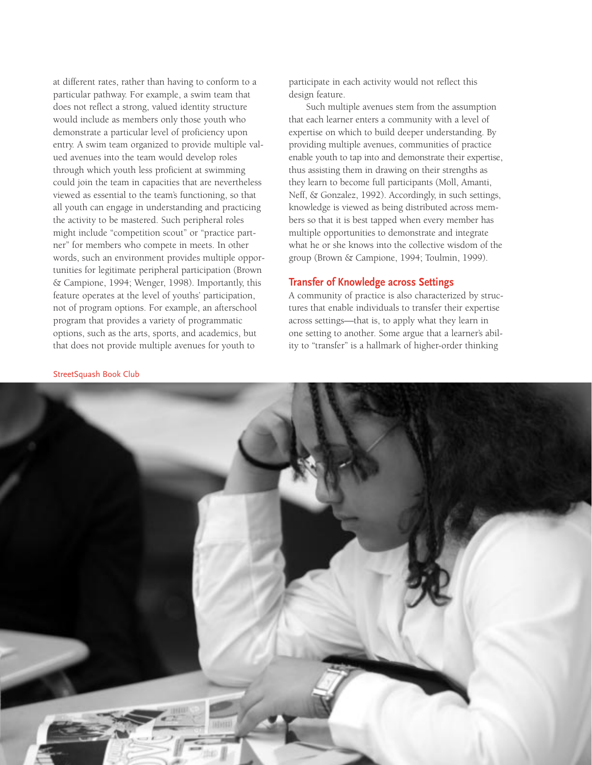at different rates, rather than having to conform to a particular pathway. For example, a swim team that does not reflect a strong, valued identity structure would include as members only those youth who demonstrate a particular level of proficiency upon entry. A swim team organized to provide multiple valued avenues into the team would develop roles through which youth less proficient at swimming could join the team in capacities that are nevertheless viewed as essential to the team's functioning, so that all youth can engage in understanding and practicing the activity to be mastered. Such peripheral roles might include "competition scout" or "practice partner" for members who compete in meets. In other words, such an environment provides multiple opportunities for legitimate peripheral participation (Brown & Campione, 1994; Wenger, 1998). Importantly, this feature operates at the level of youths' participation, not of program options. For example, an afterschool program that provides a variety of programmatic options, such as the arts, sports, and academics, but that does not provide multiple avenues for youth to participate in each activity would not reflect this design feature.

Such multiple avenues stem from the assumption that each learner enters a community with a level of expertise on which to build deeper understanding. By providing multiple avenues, communities of practice enable youth to tap into and demonstrate their expertise, thus assisting them in drawing on their strengths as they learn to become full participants (Moll, Amanti, Neff, & Gonzalez, 1992). Accordingly, in such settings, knowledge is viewed as being distributed across members so that it is best tapped when every member has multiple opportunities to demonstrate and integrate what he or she knows into the collective wisdom of the group (Brown & Campione, 1994; Toulmin, 1999).

## Transfer of Knowledge across Settings

A community of practice is also characterized by structures that enable individuals to transfer their expertise across settings—that is, to apply what they learn in one setting to another. Some argue that a learner's ability to "transfer" is a hallmark of higher-order thinking

StreetSquash Book Club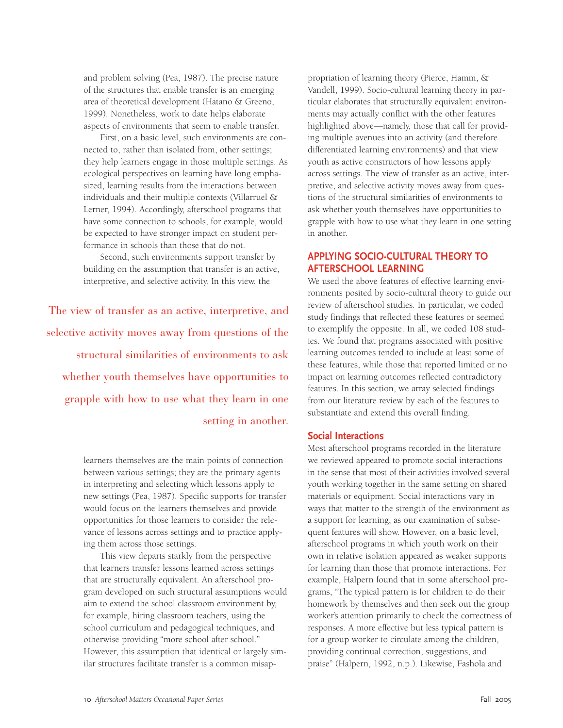and problem solving (Pea, 1987). The precise nature of the structures that enable transfer is an emerging area of theoretical development (Hatano & Greeno, 1999). Nonetheless, work to date helps elaborate aspects of environments that seem to enable transfer.

First, on a basic level, such environments are connected to, rather than isolated from, other settings; they help learners engage in those multiple settings. As ecological perspectives on learning have long emphasized, learning results from the interactions between individuals and their multiple contexts (Villarruel & Lerner, 1994). Accordingly, afterschool programs that have some connection to schools, for example, would be expected to have stronger impact on student performance in schools than those that do not.

Second, such environments support transfer by building on the assumption that transfer is an active, interpretive, and selective activity. In this view, the learners themselves are the main points of connection between various settings; they are the primary agents in interpreting and selecting which lessons apply to new settings (Pea, 1987). Specific supports for transfer would focus on the learners themselves and provide opportunities for those learners to consider the relevance of lessons across settings and to practice applying them across those settings.

> The view of transfer as an active, interpretive, and selective activity moves away from questions of the structural similarities of environments to ask whether youth themselves have opportunities to grapple with how to use what they learn in one setting in another.

This view departs starkly from the perspective that learners transfer lessons learned across settings that are structurally equivalent. An afterschool program developed on such structural assumptions would aim to extend the school classroom environment by, for example, hiring classroom teachers, using the school curriculum and pedagogical techniques, and otherwise providing "more school after school." However, this assumption that identical or largely similar structures facilitate transfer is a common misappropriation of learning theory (Pierce, Hamm, & Vandell, 1999). Socio-cultural learning theory in particular elaborates that structurally equivalent environments may actually conflict with the other features highlighted above—namely, those that call for providing multiple avenues into an activity (and therefore differentiated learning environments) and that view youth as active constructors of how lessons apply across settings. The view of transfer as an active, interpretive, and selective activity moves away from questions of the structural similarities of environments to ask whether youth themselves have opportunities to grapple with how to use what they learn in one setting in another.

## APPLYING SOCIO-CULTURAL THEORY TO AFTERSCHOOL LEARNING

We used the above features of effective learning environments posited by socio-cultural theory to guide our review of afterschool studies. In particular, we coded study findings that reflected these features or seemed to exemplify the opposite. In all, we coded 108 studies. We found that programs associated with positive learning outcomes tended to include at least some of these features, while those that reported limited or no impact on learning outcomes reflected contradictory features. In this section, we array selected findings from our literature review by each of the features to substantiate and extend this overall finding.

### Social Interactions

Most afterschool programs recorded in the literature we reviewed appeared to promote social interactions in the sense that most of their activities involved several youth working together in the same setting on shared materials or equipment. Social interactions vary in ways that matter to the strength of the environment as a support for learning, as our examination of subsequent features will show. However, on a basic level, afterschool programs in which youth work on their own in relative isolation appeared as weaker supports for learning than those that promote interactions. For example, Halpern found that in some afterschool programs, "The typical pattern is for children to do their homework by themselves and then seek out the group worker's attention primarily to check the correctness of responses. A more effective but less typical pattern is for a group worker to circulate among the children, providing continual correction, suggestions, and praise" (Halpern, 1992, n.p.). Likewise, Fashola and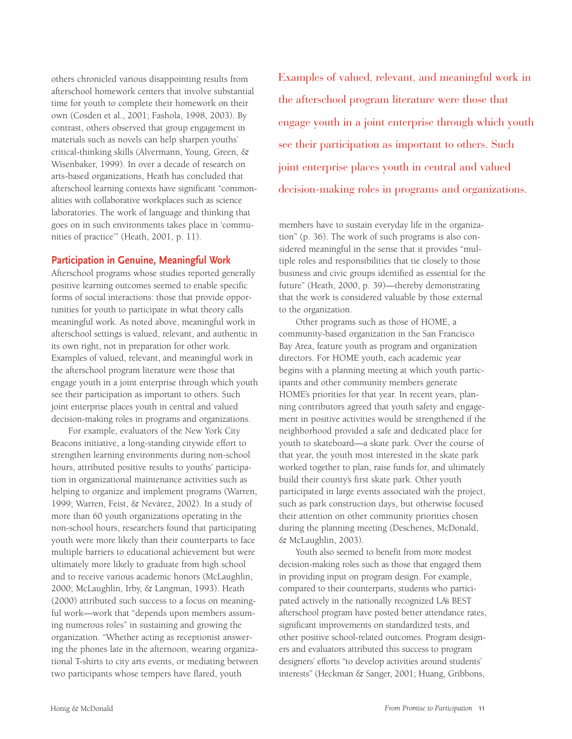others chronicled various disappointing results from afterschool homework centers that involve substantial time for youth to complete their homework on their own (Cosden et al., 2001; Fashola, 1998, 2003). By contrast, others observed that group engagement in materials such as novels can help sharpen youths' critical-thinking skills (Alvermann, Young, Green, & Wisenbaker, 1999). In over a decade of research on arts-based organizations, Heath has concluded that afterschool learning contexts have significant "commonalities with collaborative workplaces such as science laboratories. The work of language and thinking that goes on in such environments takes place in 'communities of practice'" (Heath, 2001, p. 11).

## Participation in Genuine, Meaningful Work

Afterschool programs whose studies reported generally positive learning outcomes seemed to enable specific forms of social interactions: those that provide opportunities for youth to participate in what theory calls meaningful work. As noted above, meaningful work in afterschool settings is valued, relevant, and authentic in its own right, not in preparation for other work. Examples of valued, relevant, and meaningful work in the afterschool program literature were those that engage youth in a joint enterprise through which youth see their participation as important to others. Such joint enterprise places youth in central and valued decision-making roles in programs and organizations.

For example, evaluators of the New York City Beacons initiative, a long-standing citywide effort to strengthen learning environments during non-school hours, attributed positive results to youths' participation in organizational maintenance activities such as helping to organize and implement programs (Warren, 1999; Warren, Feist, & Nevárez, 2002). In a study of more than 60 youth organizations operating in the non-school hours, researchers found that participating youth were more likely than their counterparts to face multiple barriers to educational achievement but were ultimately more likely to graduate from high school and to receive various academic honors (McLaughlin, 2000; McLaughlin, Irby, & Langman, 1993). Heath (2000) attributed such success to a focus on meaningful work—work that "depends upon members assuming numerous roles" in sustaining and growing the organization. "Whether acting as receptionist answering the phones late in the afternoon, wearing organizational T-shirts to city arts events, or mediating between two participants whose tempers have flared, youth members have to sustain everyday life in the organization" (p. 36). The work of such programs is also considered meaningful in the sense that it provides "multiple roles and responsibilities that tie closely to those business and civic groups identified as essential for the future" (Heath, 2000, p. 39)—thereby demonstrating that the work is considered valuable by those external to the organization.

> Examples of valued, relevant, and meaningful work in the afterschool program literature were those that engage youth in a joint enterprise through which youth see their participation as important to others. Such joint enterprise places youth in central and valued decision-making roles in programs and organizations.

Other programs such as those of HOME, a community-based organization in the San Francisco Bay Area, feature youth as program and organization directors. For HOME youth, each academic year begins with a planning meeting at which youth participants and other community members generate HOME's priorities for that year. In recent years, planning contributors agreed that youth safety and engagement in positive activities would be strengthened if the neighborhood provided a safe and dedicated place for youth to skateboard—a skate park. Over the course of that year, the youth most interested in the skate park worked together to plan, raise funds for, and ultimately build their county's first skate park. Other youth participated in large events associated with the project, such as park construction days, but otherwise focused their attention on other community priorities chosen during the planning meeting (Deschenes, McDonald, & McLaughlin, 2003).

Youth also seemed to benefit from more modest decision-making roles such as those that engaged them in providing input on program design. For example, compared to their counterparts, students who participated actively in the nationally recognized LA's BEST afterschool program have posted better attendance rates, significant improvements on standardized tests, and other positive school-related outcomes. Program designers and evaluators attributed this success to program designers' efforts "to develop activities around students' interests" (Heckman & Sanger, 2001; Huang, Gribbons,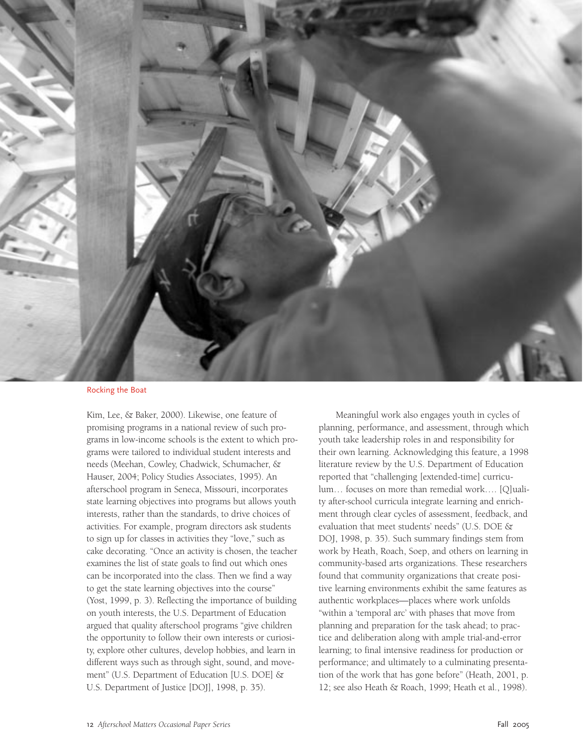Rocking the Boat

Kim, Lee, & Baker, 2000). Likewise, one feature of promising programs in a national review of such programs in low-income schools is the extent to which programs were tailored to individual student interests and needs (Meehan, Cowley, Chadwick, Schumacher, & Hauser, 2004; Policy Studies Associates, 1995). An afterschool program in Seneca, Missouri, incorporates state learning objectives into programs but allows youth interests, rather than the standards, to drive choices of activities. For example, program directors ask students to sign up for classes in activities they "love," such as cake decorating. "Once an activity is chosen, the teacher examines the list of state goals to find out which ones can be incorporated into the class. Then we find a way to get the state learning objectives into the course" (Yost, 1999, p. 3). Reflecting the importance of building on youth interests, the U.S. Department of Education argued that quality afterschool programs "give children the opportunity to follow their own interests or curiosity, explore other cultures, develop hobbies, and learn in different ways such as through sight, sound, and movement" (U.S. Department of Education [U.S. DOE] & U.S. Department of Justice [DOJ], 1998, p. 35).

Meaningful work also engages youth in cycles of planning, performance, and assessment, through which youth take leadership roles in and responsibility for their own learning. Acknowledging this feature, a 1998 literature review by the U.S. Department of Education reported that "challenging [extended-time] curriculum… focuses on more than remedial work…. [Q]uality after-school curricula integrate learning and enrichment through clear cycles of assessment, feedback, and evaluation that meet students' needs" (U.S. DOE & DOJ, 1998, p. 35). Such summary findings stem from work by Heath, Roach, Soep, and others on learning in community-based arts organizations. These researchers found that community organizations that create positive learning environments exhibit the same features as authentic workplaces—places where work unfolds "within a 'temporal arc' with phases that move from planning and preparation for the task ahead; to practice and deliberation along with ample trial-and-error learning; to final intensive readiness for production or performance; and ultimately to a culminating presentation of the work that has gone before" (Heath, 2001, p. 12; see also Heath & Roach, 1999; Heath et al., 1998).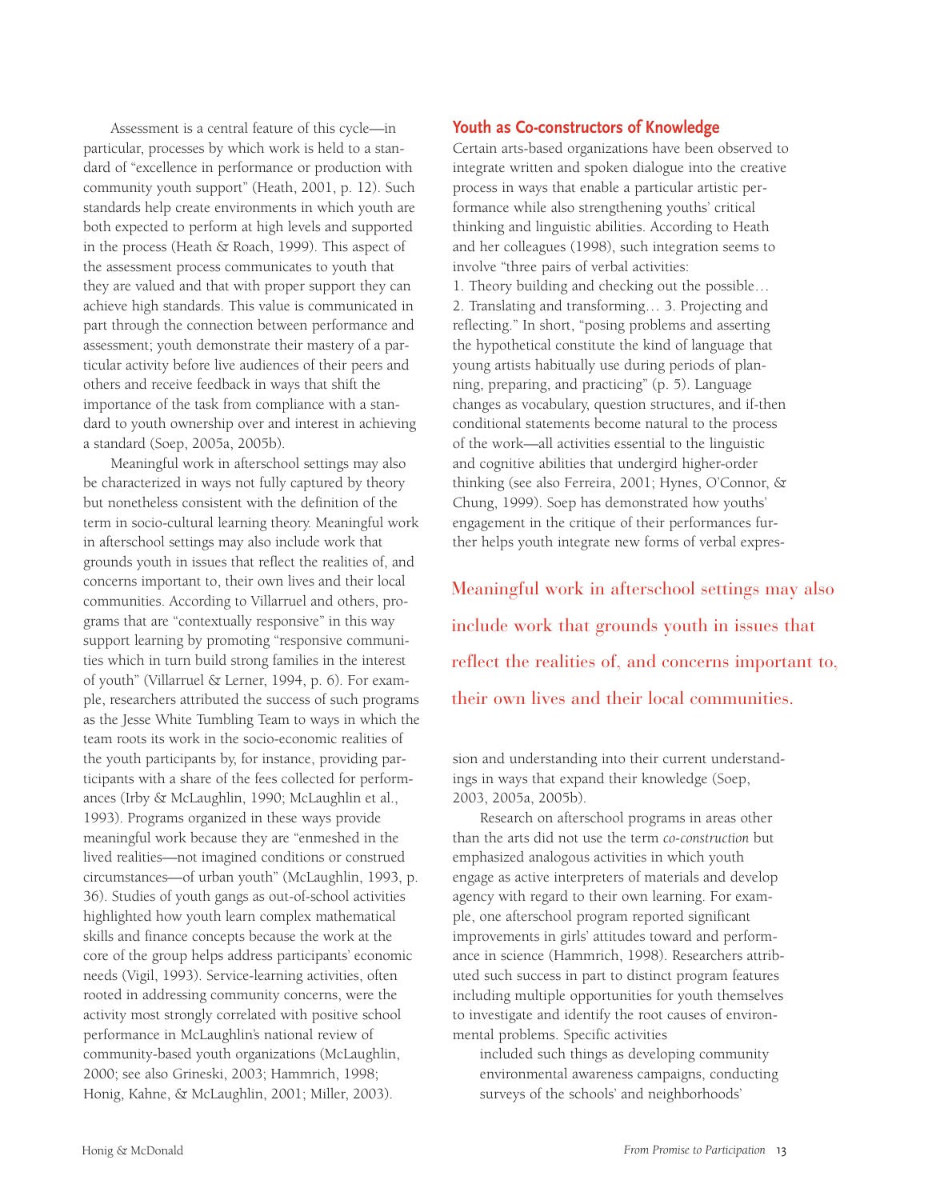Assessment is a central feature of this cycle—in particular, processes by which work is held to a standard of "excellence in performance or production with community youth support" (Heath, 2001, p. 12). Such standards help create environments in which youth are both expected to perform at high levels and supported in the process (Heath & Roach, 1999). This aspect of the assessment process communicates to youth that they are valued and that with proper support they can achieve high standards. This value is communicated in part through the connection between performance and assessment; youth demonstrate their mastery of a particular activity before live audiences of their peers and others and receive feedback in ways that shift the importance of the task from compliance with a standard to youth ownership over and interest in achieving a standard (Soep, 2005a, 2005b).

Meaningful work in afterschool settings may also be characterized in ways not fully captured by theory but nonetheless consistent with the definition of the term in socio-cultural learning theory. Meaningful work in afterschool settings may also include work that grounds youth in issues that reflect the realities of, and concerns important to, their own lives and their local communities. According to Villarruel and others, programs that are "contextually responsive" in this way support learning by promoting "responsive communities which in turn build strong families in the interest of youth" (Villarruel & Lerner, 1994, p. 6). For example, researchers attributed the success of such programs as the Jesse White Tumbling Team to ways in which the team roots its work in the socio-economic realities of the youth participants by, for instance, providing participants with a share of the fees collected for performances (Irby & McLaughlin, 1990; McLaughlin et al., 1993). Programs organized in these ways provide meaningful work because they are "enmeshed in the lived realities—not imagined conditions or construed circumstances—of urban youth" (McLaughlin, 1993, p. 36). Studies of youth gangs as out-of-school activities highlighted how youth learn complex mathematical skills and finance concepts because the work at the core of the group helps address participants' economic needs (Vigil, 1993). Service-learning activities, often rooted in addressing community concerns, were the activity most strongly correlated with positive school performance in McLaughlin's national review of community-based youth organizations (McLaughlin, 2000; see also Grineski, 2003; Hammrich, 1998; Honig, Kahne, & McLaughlin, 2001; Miller, 2003).

## Youth as Co-constructors of Knowledge

Certain arts-based organizations have been observed to integrate written and spoken dialogue into the creative process in ways that enable a particular artistic performance while also strengthening youths' critical thinking and linguistic abilities. According to Heath and her colleagues (1998), such integration seems to involve "three pairs of verbal activities: 1. Theory building and checking out the possible… 2. Translating and transforming… 3. Projecting and reflecting." In short, "posing problems and asserting the hypothetical constitute the kind of language that young artists habitually use during periods of planning, preparing, and practicing" (p. 5). Language changes as vocabulary, question structures, and if-then conditional statements become natural to the process of the work—all activities essential to the linguistic and cognitive abilities that undergird higher-order thinking (see also Ferreira, 2001; Hynes, O'Connor, & Chung, 1999). Soep has demonstrated how youths' engagement in the critique of their performances further helps youth integrate new forms of verbal expression and understanding into their current understandings in ways that expand their knowledge (Soep, 2003, 2005a, 2005b).

> Meaningful work in afterschool settings may also include work that grounds youth in issues that reflect the realities of, and concerns important to, their own lives and their local communities.

Research on afterschool programs in areas other than the arts did not use the term *co-construction* but emphasized analogous activities in which youth engage as active interpreters of materials and develop agency with regard to their own learning. For example, one afterschool program reported significant improvements in girls' attitudes toward and performance in science (Hammrich, 1998). Researchers attributed such success in part to distinct program features including multiple opportunities for youth themselves to investigate and identify the root causes of environmental problems. Specific activities

> included such things as developing community environmental awareness campaigns, conducting surveys of the schools' and neighborhoods'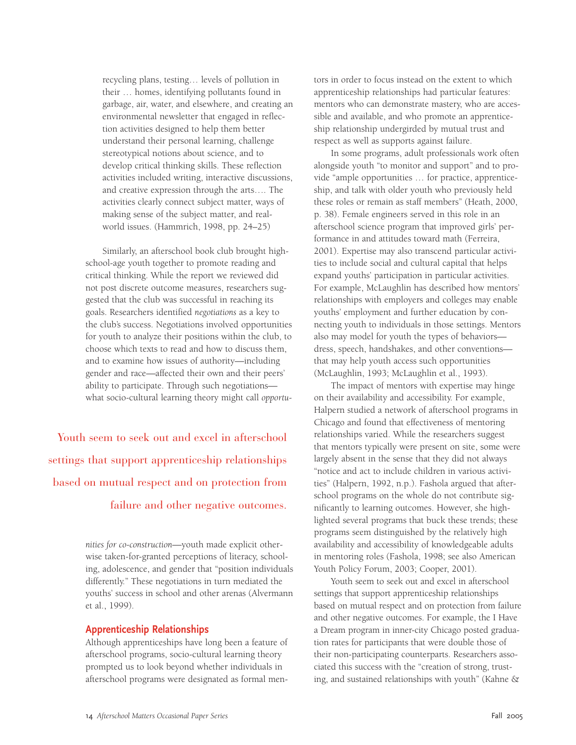recycling plans, testing… levels of pollution in their … homes, identifying pollutants found in garbage, air, water, and elsewhere, and creating an environmental newsletter that engaged in reflection activities designed to help them better understand their personal learning, challenge stereotypical notions about science, and to develop critical thinking skills. These reflection activities included writing, interactive discussions, and creative expression through the arts…. The activities clearly connect subject matter, ways of making sense of the subject matter, and real-world issues. (Hammrich, 1998, pp. 24–25)

Similarly, an afterschool book club brought high-school-age youth together to promote reading and critical thinking. While the report we reviewed did not post discrete outcome measures, researchers suggested that the club was successful in reaching its goals. Researchers identified *negotiations* as a key to the club's success. Negotiations involved opportunities for youth to analyze their positions within the club, to choose which texts to read and how to discuss them, and to examine how issues of authority—including gender and race—affected their own and their peers' ability to participate. Through such negotiations—what socio-cultural learning theory might call *opportunities for co-construction*—youth made explicit otherwise taken-for-granted perceptions of literacy, schooling, adolescence, and gender that "position individuals differently." These negotiations in turn mediated the youths' success in school and other arenas (Alvermann et al., 1999).

## Apprenticeship Relationships

Although apprenticeships have long been a feature of afterschool programs, socio-cultural learning theory prompted us to look beyond whether individuals in afterschool programs were designated as formal mentors in order to focus instead on the extent to which apprenticeship relationships had particular features: mentors who can demonstrate mastery, who are accessible and available, and who promote an apprenticeship relationship undergirded by mutual trust and respect as well as supports against failure.

In some programs, adult professionals work often alongside youth "to monitor and support" and to provide "ample opportunities … for practice, apprenticeship, and talk with older youth who previously held these roles or remain as staff members" (Heath, 2000, p. 38). Female engineers served in this role in an afterschool science program that improved girls' performance in and attitudes toward math (Ferreira, 2001). Expertise may also transcend particular activities to include social and cultural capital that helps expand youths' participation in particular activities. For example, McLaughlin has described how mentors' relationships with employers and colleges may enable youths' employment and further education by connecting youth to individuals in those settings. Mentors also may model for youth the types of behaviors—dress, speech, handshakes, and other conventions—that may help youth access such opportunities (McLaughlin, 1993; McLaughlin et al., 1993).

The impact of mentors with expertise may hinge on their availability and accessibility. For example, Halpern studied a network of afterschool programs in Chicago and found that effectiveness of mentoring relationships varied. While the researchers suggest that mentors typically were present on site, some were largely absent in the sense that they did not always "notice and act to include children in various activities" (Halpern, 1992, n.p.). Fashola argued that afterschool programs on the whole do not contribute significantly to learning outcomes. However, she highlighted several programs that buck these trends; these programs seem distinguished by the relatively high availability and accessibility of knowledgeable adults in mentoring roles (Fashola, 1998; see also American Youth Policy Forum, 2003; Cooper, 2001).

Youth seem to seek out and excel in afterschool settings that support apprenticeship relationships based on mutual respect and on protection from failure and other negative outcomes. For example, the I Have a Dream program in inner-city Chicago posted graduation rates for participants that were double those of their non-participating counterparts. Researchers associated this success with the "creation of strong, trusting, and sustained relationships with youth" (Kahne &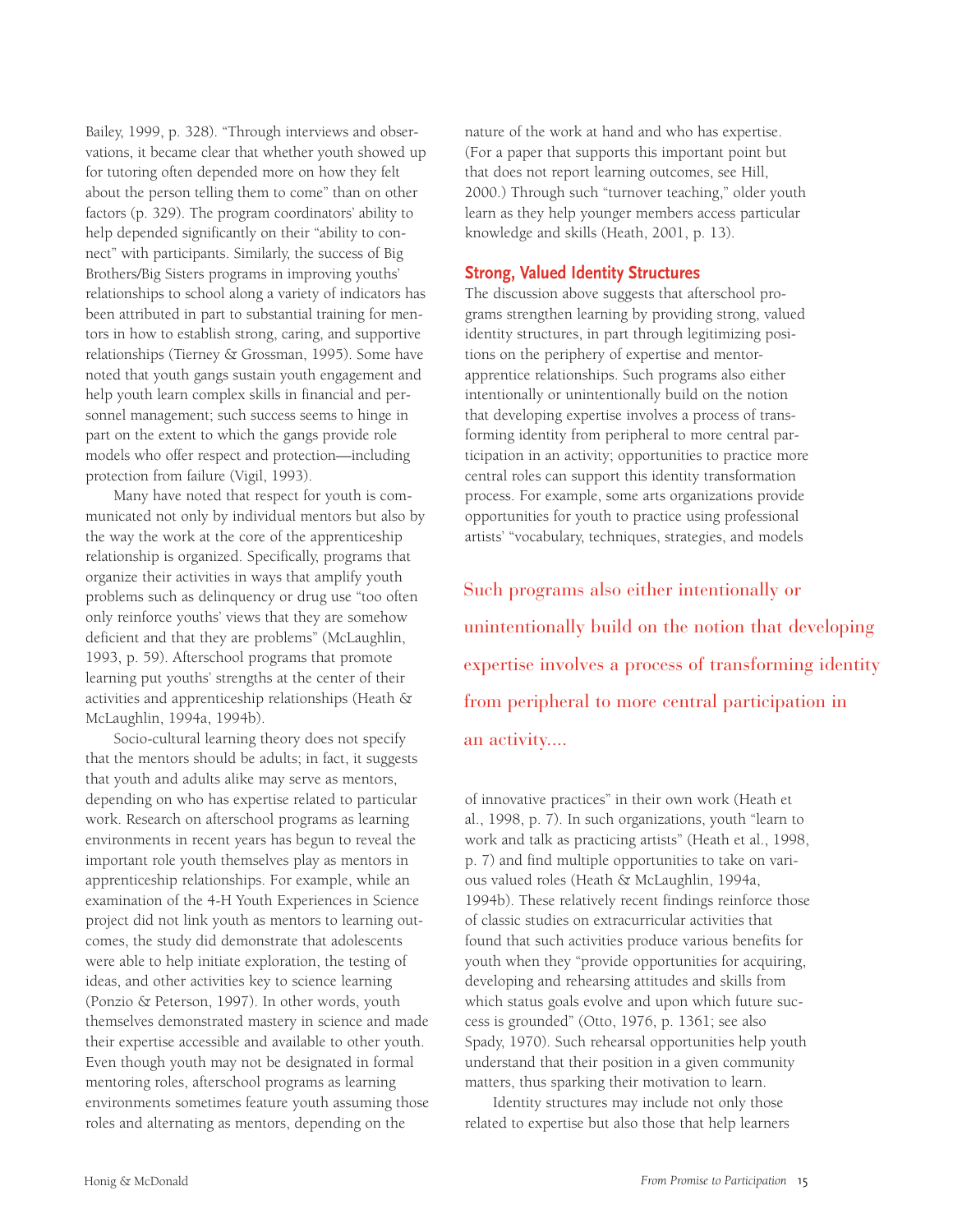Bailey, 1999, p. 328). "Through interviews and observations, it became clear that whether youth showed up for tutoring often depended more on how they felt about the person telling them to come" than on other factors (p. 329). The program coordinators' ability to help depended significantly on their "ability to connect" with participants. Similarly, the success of Big Brothers/Big Sisters programs in improving youths' relationships to school along a variety of indicators has been attributed in part to substantial training for mentors in how to establish strong, caring, and supportive relationships (Tierney & Grossman, 1995). Some have noted that youth gangs sustain youth engagement and help youth learn complex skills in financial and personnel management; such success seems to hinge in part on the extent to which the gangs provide role models who offer respect and protection—including protection from failure (Vigil, 1993).

Many have noted that respect for youth is communicated not only by individual mentors but also by the way the work at the core of the apprenticeship relationship is organized. Specifically, programs that organize their activities in ways that amplify youth problems such as delinquency or drug use "too often only reinforce youths' views that they are somehow deficient and that they are problems" (McLaughlin, 1993, p. 59). Afterschool programs that promote learning put youths' strengths at the center of their activities and apprenticeship relationships (Heath & McLaughlin, 1994a, 1994b).

Socio-cultural learning theory does not specify that the mentors should be adults; in fact, it suggests that youth and adults alike may serve as mentors, depending on who has expertise related to particular work. Research on afterschool programs as learning environments in recent years has begun to reveal the important role youth themselves play as mentors in apprenticeship relationships. For example, while an examination of the 4-H Youth Experiences in Science project did not link youth as mentors to learning outcomes, the study did demonstrate that adolescents were able to help initiate exploration, the testing of ideas, and other activities key to science learning (Ponzio & Peterson, 1997). In other words, youth themselves demonstrated mastery in science and made their expertise accessible and available to other youth. Even though youth may not be designated in formal mentoring roles, afterschool programs as learning environments sometimes feature youth assuming those roles and alternating as mentors, depending on the nature of the work at hand and who has expertise. (For a paper that supports this important point but that does not report learning outcomes, see Hill, 2000.) Through such "turnover teaching," older youth learn as they help younger members access particular knowledge and skills (Heath, 2001, p. 13).

### Strong, Valued Identity Structures

The discussion above suggests that afterschool programs strengthen learning by providing strong, valued identity structures, in part through legitimizing positions on the periphery of expertise and mentor-apprentice relationships. Such programs also either intentionally or unintentionally build on the notion that developing expertise involves a process of transforming identity from peripheral to more central participation in an activity; opportunities to practice more central roles can support this identity transformation process. For example, some arts organizations provide opportunities for youth to practice using professional artists' "vocabulary, techniques, strategies, and models of innovative practices" in their own work (Heath et al., 1998, p. 7). In such organizations, youth "learn to work and talk as practicing artists" (Heath et al., 1998, p. 7) and find multiple opportunities to take on various valued roles (Heath & McLaughlin, 1994a, 1994b). These relatively recent findings reinforce those of classic studies on extracurricular activities that found that such activities produce various benefits for youth when they "provide opportunities for acquiring, developing and rehearsing attitudes and skills from which status goals evolve and upon which future success is grounded" (Otto, 1976, p. 1361; see also Spady, 1970). Such rehearsal opportunities help youth understand that their position in a given community matters, thus sparking their motivation to learn.

> Such programs also either intentionally or unintentionally build on the notion that developing expertise involves a process of transforming identity from peripheral to more central participation in an activity....

Identity structures may include not only those related to expertise but also those that help learners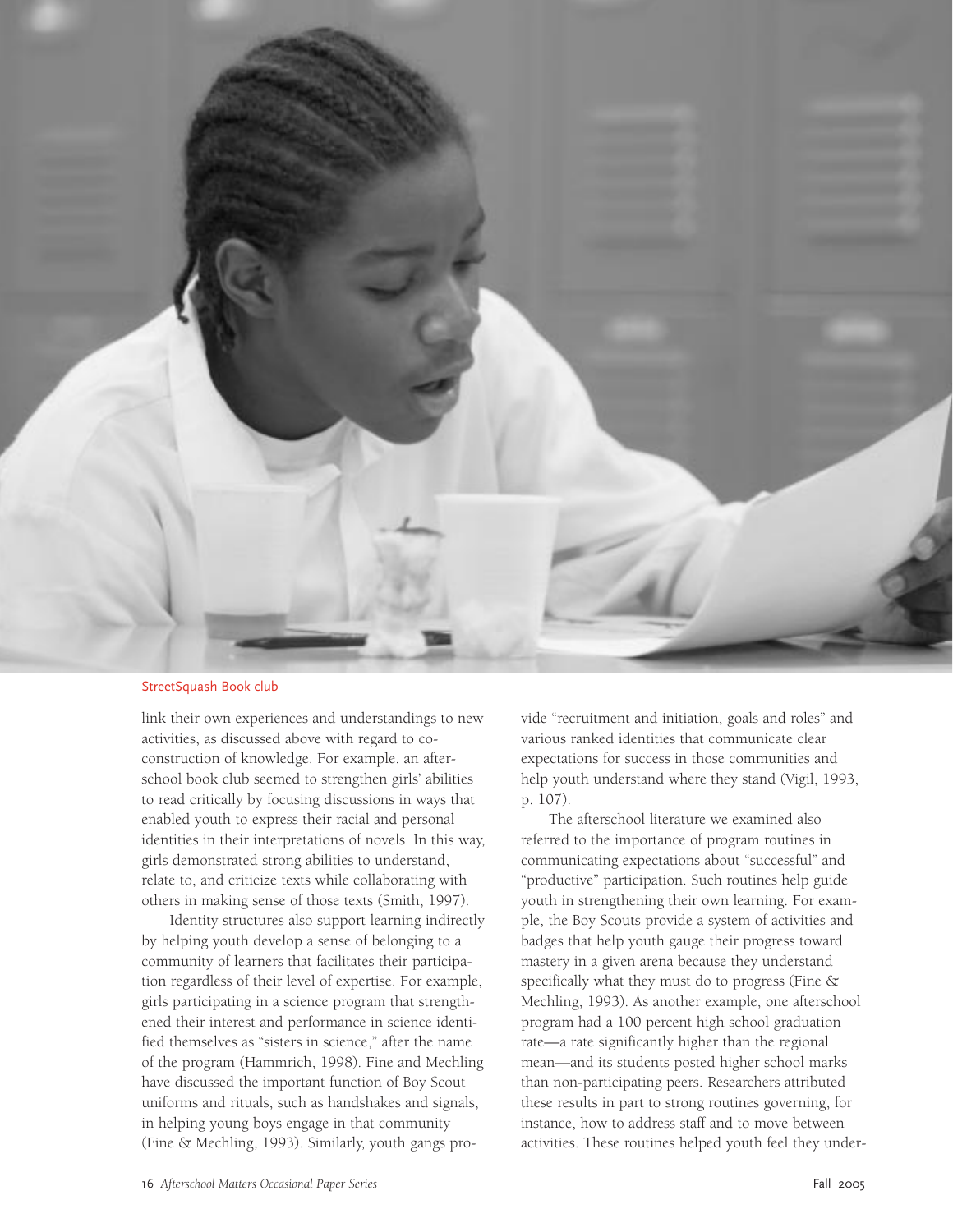StreetSquash Book club

link their own experiences and understandings to new activities, as discussed above with regard to co-construction of knowledge. For example, an after-school book club seemed to strengthen girls' abilities to read critically by focusing discussions in ways that enabled youth to express their racial and personal identities in their interpretations of novels. In this way, girls demonstrated strong abilities to understand, relate to, and criticize texts while collaborating with others in making sense of those texts (Smith, 1997).

Identity structures also support learning indirectly by helping youth develop a sense of belonging to a community of learners that facilitates their participation regardless of their level of expertise. For example, girls participating in a science program that strengthened their interest and performance in science identified themselves as "sisters in science," after the name of the program (Hammrich, 1998). Fine and Mechling have discussed the important function of Boy Scout uniforms and rituals, such as handshakes and signals, in helping young boys engage in that community (Fine & Mechling, 1993). Similarly, youth gangs provide "recruitment and initiation, goals and roles" and various ranked identities that communicate clear expectations for success in those communities and help youth understand where they stand (Vigil, 1993, p. 107).

The afterschool literature we examined also referred to the importance of program routines in communicating expectations about "successful" and "productive" participation. Such routines help guide youth in strengthening their own learning. For example, the Boy Scouts provide a system of activities and badges that help youth gauge their progress toward mastery in a given arena because they understand specifically what they must do to progress (Fine & Mechling, 1993). As another example, one afterschool program had a 100 percent high school graduation rate—a rate significantly higher than the regional mean—and its students posted higher school marks than non-participating peers. Researchers attributed these results in part to strong routines governing, for instance, how to address staff and to move between activities. These routines helped youth feel they under-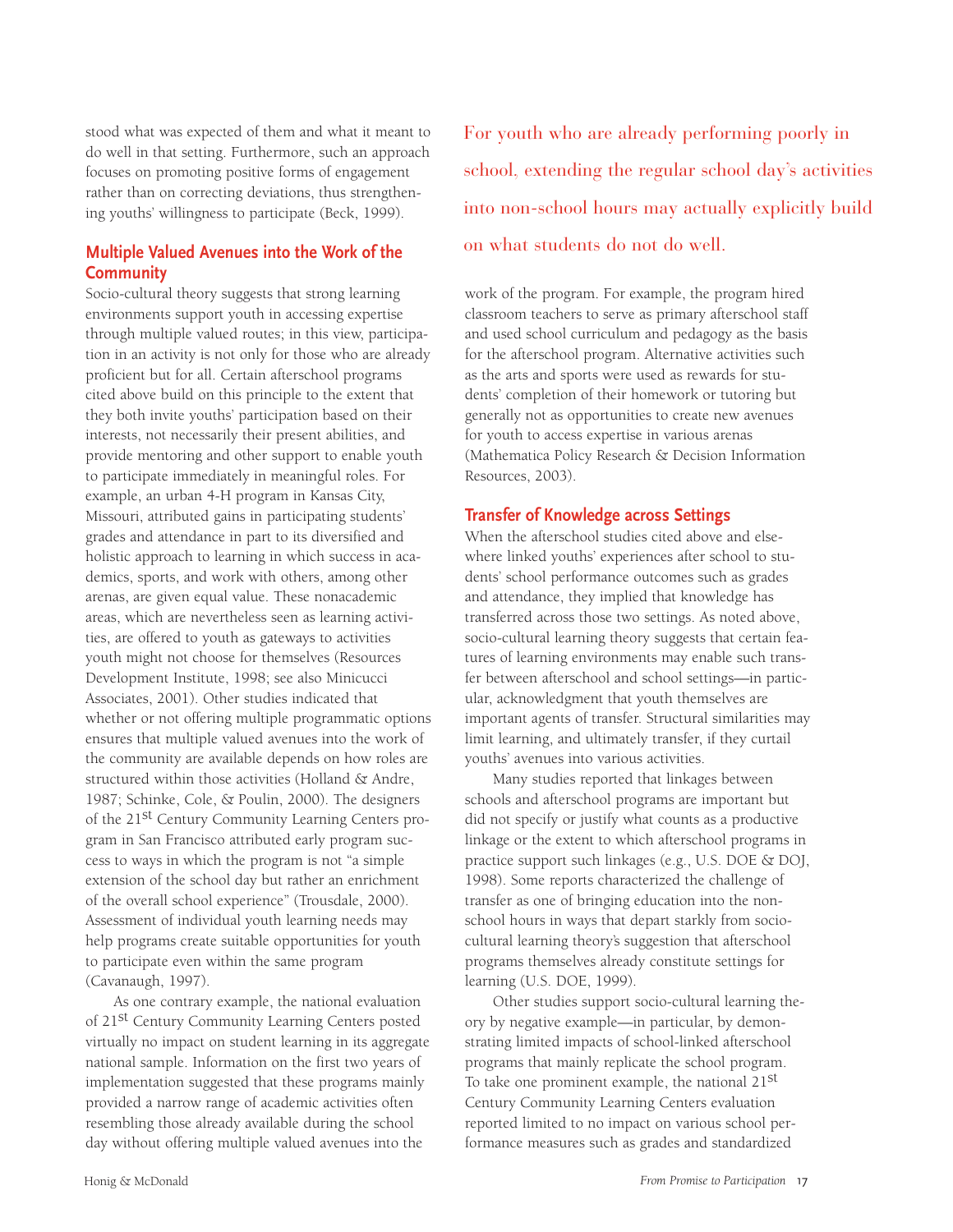stood what was expected of them and what it meant to do well in that setting. Furthermore, such an approach focuses on promoting positive forms of engagement rather than on correcting deviations, thus strengthening youths' willingness to participate (Beck, 1999).

### Multiple Valued Avenues into the Work of the Community

Socio-cultural theory suggests that strong learning environments support youth in accessing expertise through multiple valued routes; in this view, participation in an activity is not only for those who are already proficient but for all. Certain afterschool programs cited above build on this principle to the extent that they both invite youths' participation based on their interests, not necessarily their present abilities, and provide mentoring and other support to enable youth to participate immediately in meaningful roles. For example, an urban 4-H program in Kansas City, Missouri, attributed gains in participating students' grades and attendance in part to its diversified and holistic approach to learning in which success in academics, sports, and work with others, among other arenas, are given equal value. These nonacademic areas, which are nevertheless seen as learning activities, are offered to youth as gateways to activities youth might not choose for themselves (Resources Development Institute, 1998; see also Minicucci Associates, 2001). Other studies indicated that whether or not offering multiple programmatic options ensures that multiple valued avenues into the work of the community are available depends on how roles are structured within those activities (Holland & Andre, 1987; Schinke, Cole, & Poulin, 2000). The designers of the 21st Century Community Learning Centers program in San Francisco attributed early program success to ways in which the program is not "a simple extension of the school day but rather an enrichment of the overall school experience" (Trousdale, 2000). Assessment of individual youth learning needs may help programs create suitable opportunities for youth to participate even within the same program (Cavanaugh, 1997).

As one contrary example, the national evaluation of 21st Century Community Learning Centers posted virtually no impact on student learning in its aggregate national sample. Information on the first two years of implementation suggested that these programs mainly provided a narrow range of academic activities often resembling those already available during the school day without offering multiple valued avenues into the work of the program. For example, the program hired classroom teachers to serve as primary afterschool staff and used school curriculum and pedagogy as the basis for the afterschool program. Alternative activities such as the arts and sports were used as rewards for students' completion of their homework or tutoring but generally not as opportunities to create new avenues for youth to access expertise in various arenas (Mathematica Policy Research & Decision Information Resources, 2003).

> For youth who are already performing poorly in school, extending the regular school day's activities into non-school hours may actually explicitly build on what students do not do well.

### Transfer of Knowledge across Settings

When the afterschool studies cited above and elsewhere linked youths' experiences after school to students' school performance outcomes such as grades and attendance, they implied that knowledge has transferred across those two settings. As noted above, socio-cultural learning theory suggests that certain features of learning environments may enable such transfer between afterschool and school settings—in particular, acknowledgment that youth themselves are important agents of transfer. Structural similarities may limit learning, and ultimately transfer, if they curtail youths' avenues into various activities.

Many studies reported that linkages between schools and afterschool programs are important but did not specify or justify what counts as a productive linkage or the extent to which afterschool programs in practice support such linkages (e.g., U.S. DOE & DOJ, 1998). Some reports characterized the challenge of transfer as one of bringing education into the non-school hours in ways that depart starkly from socio-cultural learning theory's suggestion that afterschool programs themselves already constitute settings for learning (U.S. DOE, 1999).

Other studies support socio-cultural learning theory by negative example—in particular, by demonstrating limited impacts of school-linked afterschool programs that mainly replicate the school program. To take one prominent example, the national 21st Century Community Learning Centers evaluation reported limited to no impact on various school performance measures such as grades and standardized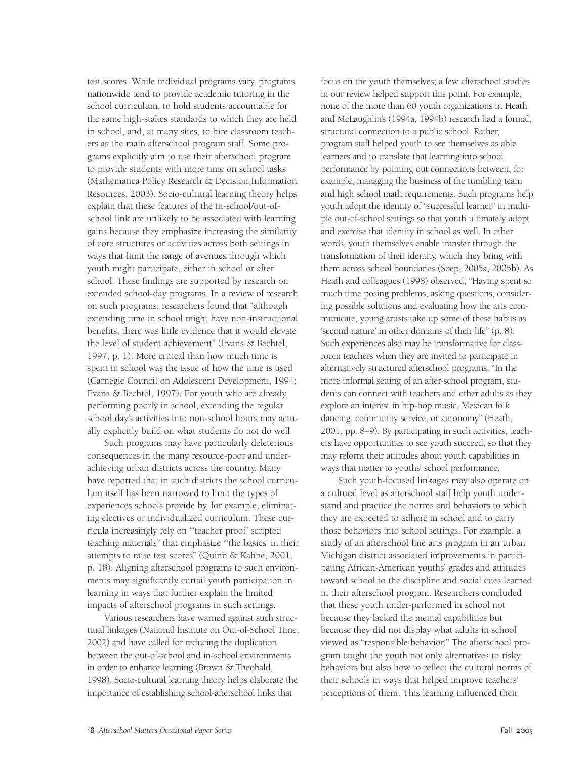test scores. While individual programs vary, programs nationwide tend to provide academic tutoring in the school curriculum, to hold students accountable for the same high-stakes standards to which they are held in school, and, at many sites, to hire classroom teachers as the main afterschool program staff. Some programs explicitly aim to use their afterschool program to provide students with more time on school tasks (Mathematica Policy Research & Decision Information Resources, 2003). Socio-cultural learning theory helps explain that these features of the in-school/out-of-school link are unlikely to be associated with learning gains because they emphasize increasing the similarity of core structures or activities across both settings in ways that limit the range of avenues through which youth might participate, either in school or after school. These findings are supported by research on extended school-day programs. In a review of research on such programs, researchers found that "although extending time in school might have non-instructional benefits, there was little evidence that it would elevate the level of student achievement" (Evans & Bechtel, 1997, p. 1). More critical than how much time is spent in school was the issue of how the time is used (Carnegie Council on Adolescent Development, 1994; Evans & Bechtel, 1997). For youth who are already performing poorly in school, extending the regular school day's activities into non-school hours may actually explicitly build on what students do not do well.

Such programs may have particularly deleterious consequences in the many resource-poor and underachieving urban districts across the country. Many have reported that in such districts the school curriculum itself has been narrowed to limit the types of experiences schools provide by, for example, eliminating electives or individualized curriculum. These curricula increasingly rely on "'teacher proof' scripted teaching materials" that emphasize "'the basics' in their attempts to raise test scores" (Quinn & Kahne, 2001, p. 18). Aligning afterschool programs to such environments may significantly curtail youth participation in learning in ways that further explain the limited impacts of afterschool programs in such settings.

Various researchers have warned against such structural linkages (National Institute on Out-of-School Time, 2002) and have called for reducing the duplication between the out-of-school and in-school environments in order to enhance learning (Brown & Theobald, 1998). Socio-cultural learning theory helps elaborate the importance of establishing school-afterschool links that focus on the youth themselves; a few afterschool studies in our review helped support this point. For example, none of the more than 60 youth organizations in Heath and McLaughlin's (1994a, 1994b) research had a formal, structural connection to a public school. Rather, program staff helped youth to see themselves as able learners and to translate that learning into school performance by pointing out connections between, for example, managing the business of the tumbling team and high school math requirements. Such programs help youth adopt the identity of "successful learner" in multiple out-of-school settings so that youth ultimately adopt and exercise that identity in school as well. In other words, youth themselves enable transfer through the transformation of their identity, which they bring with them across school boundaries (Soep, 2005a, 2005b). As Heath and colleagues (1998) observed, "Having spent so much time posing problems, asking questions, considering possible solutions and evaluating how the arts communicate, young artists take up some of these habits as 'second nature' in other domains of their life" (p. 8). Such experiences also may be transformative for classroom teachers when they are invited to participate in alternatively structured afterschool programs. "In the more informal setting of an after-school program, students can connect with teachers and other adults as they explore an interest in hip-hop music, Mexican folk dancing, community service, or autonomy" (Heath, 2001, pp. 8–9). By participating in such activities, teachers have opportunities to see youth succeed, so that they may reform their attitudes about youth capabilities in ways that matter to youths' school performance.

Such youth-focused linkages may also operate on a cultural level as afterschool staff help youth understand and practice the norms and behaviors to which they are expected to adhere in school and to carry those behaviors into school settings. For example, a study of an afterschool fine arts program in an urban Michigan district associated improvements in participating African-American youths' grades and attitudes toward school to the discipline and social cues learned in their afterschool program. Researchers concluded that these youth under-performed in school not because they lacked the mental capabilities but because they did not display what adults in school viewed as "responsible behavior." The afterschool program taught the youth not only alternatives to risky behaviors but also how to reflect the cultural norms of their schools in ways that helped improve teachers' perceptions of them. This learning influenced their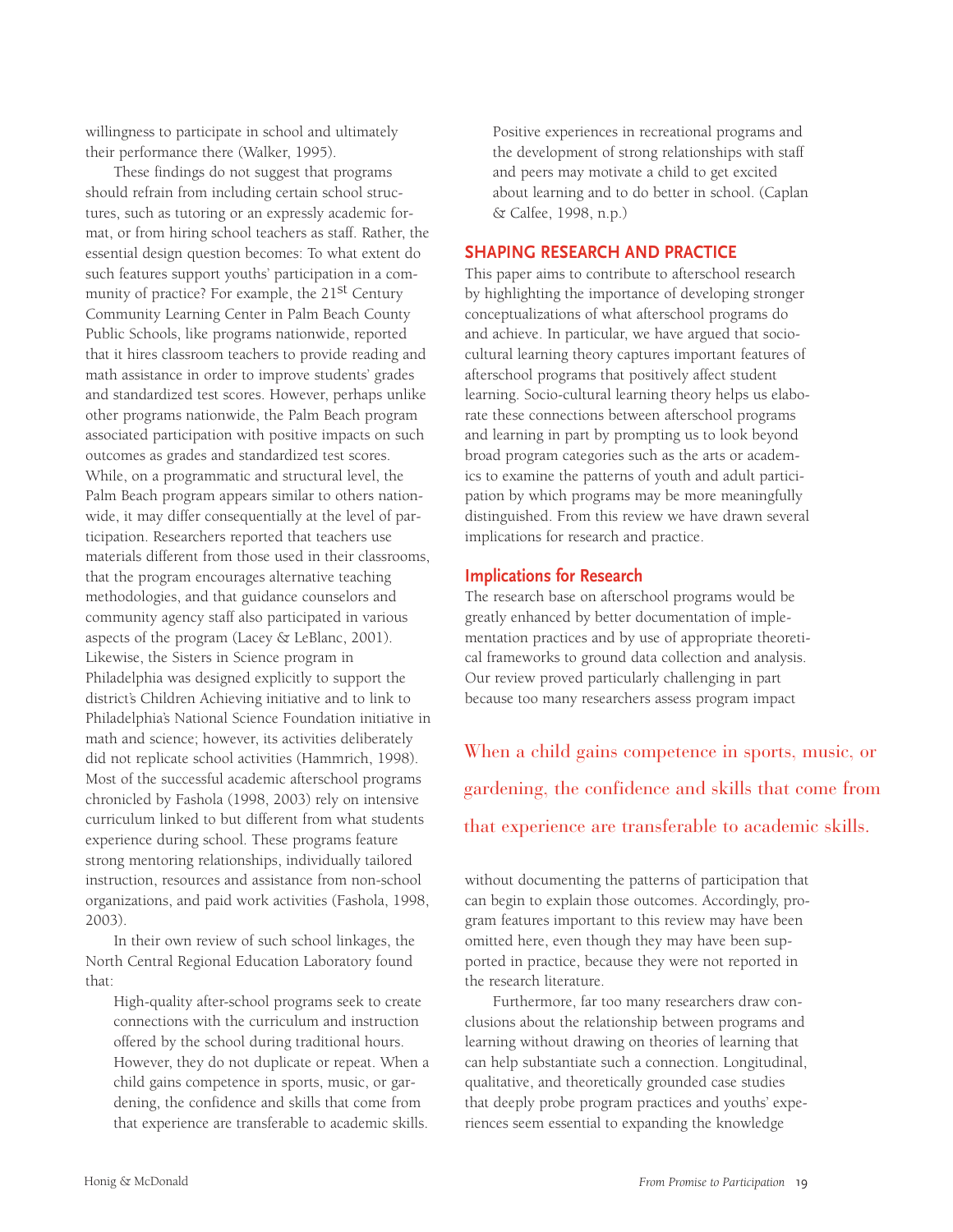willingness to participate in school and ultimately their performance there (Walker, 1995).

These findings do not suggest that programs should refrain from including certain school structures, such as tutoring or an expressly academic format, or from hiring school teachers as staff. Rather, the essential design question becomes: To what extent do such features support youths' participation in a community of practice? For example, the 21st Century Community Learning Center in Palm Beach County Public Schools, like programs nationwide, reported that it hires classroom teachers to provide reading and math assistance in order to improve students' grades and standardized test scores. However, perhaps unlike other programs nationwide, the Palm Beach program associated participation with positive impacts on such outcomes as grades and standardized test scores. While, on a programmatic and structural level, the Palm Beach program appears similar to others nationwide, it may differ consequentially at the level of participation. Researchers reported that teachers use materials different from those used in their classrooms, that the program encourages alternative teaching methodologies, and that guidance counselors and community agency staff also participated in various aspects of the program (Lacey & LeBlanc, 2001). Likewise, the Sisters in Science program in Philadelphia was designed explicitly to support the district's Children Achieving initiative and to link to Philadelphia's National Science Foundation initiative in math and science; however, its activities deliberately did not replicate school activities (Hammrich, 1998). Most of the successful academic afterschool programs chronicled by Fashola (1998, 2003) rely on intensive curriculum linked to but different from what students experience during school. These programs feature strong mentoring relationships, individually tailored instruction, resources and assistance from non-school organizations, and paid work activities (Fashola, 1998, 2003).

In their own review of such school linkages, the North Central Regional Education Laboratory found that:

> High-quality after-school programs seek to create connections with the curriculum and instruction offered by the school during traditional hours. However, they do not duplicate or repeat. When a child gains competence in sports, music, or gardening, the confidence and skills that come from that experience are transferable to academic skills. Positive experiences in recreational programs and the development of strong relationships with staff and peers may motivate a child to get excited about learning and to do better in school. (Caplan & Calfee, 1998, n.p.)

## SHAPING RESEARCH AND PRACTICE

This paper aims to contribute to afterschool research by highlighting the importance of developing stronger conceptualizations of what afterschool programs do and achieve. In particular, we have argued that socio-cultural learning theory captures important features of afterschool programs that positively affect student learning. Socio-cultural learning theory helps us elaborate these connections between afterschool programs and learning in part by prompting us to look beyond broad program categories such as the arts or academics to examine the patterns of youth and adult participation by which programs may be more meaningfully distinguished. From this review we have drawn several implications for research and practice.

### Implications for Research

The research base on afterschool programs would be greatly enhanced by better documentation of implementation practices and by use of appropriate theoretical frameworks to ground data collection and analysis. Our review proved particularly challenging in part because too many researchers assess program impact without documenting the patterns of participation that can begin to explain those outcomes. Accordingly, program features important to this review may have been omitted here, even though they may have been supported in practice, because they were not reported in the research literature.

> When a child gains competence in sports, music, or gardening, the confidence and skills that come from that experience are transferable to academic skills.

Furthermore, far too many researchers draw conclusions about the relationship between programs and learning without drawing on theories of learning that can help substantiate such a connection. Longitudinal, qualitative, and theoretically grounded case studies that deeply probe program practices and youths' experiences seem essential to expanding the knowledge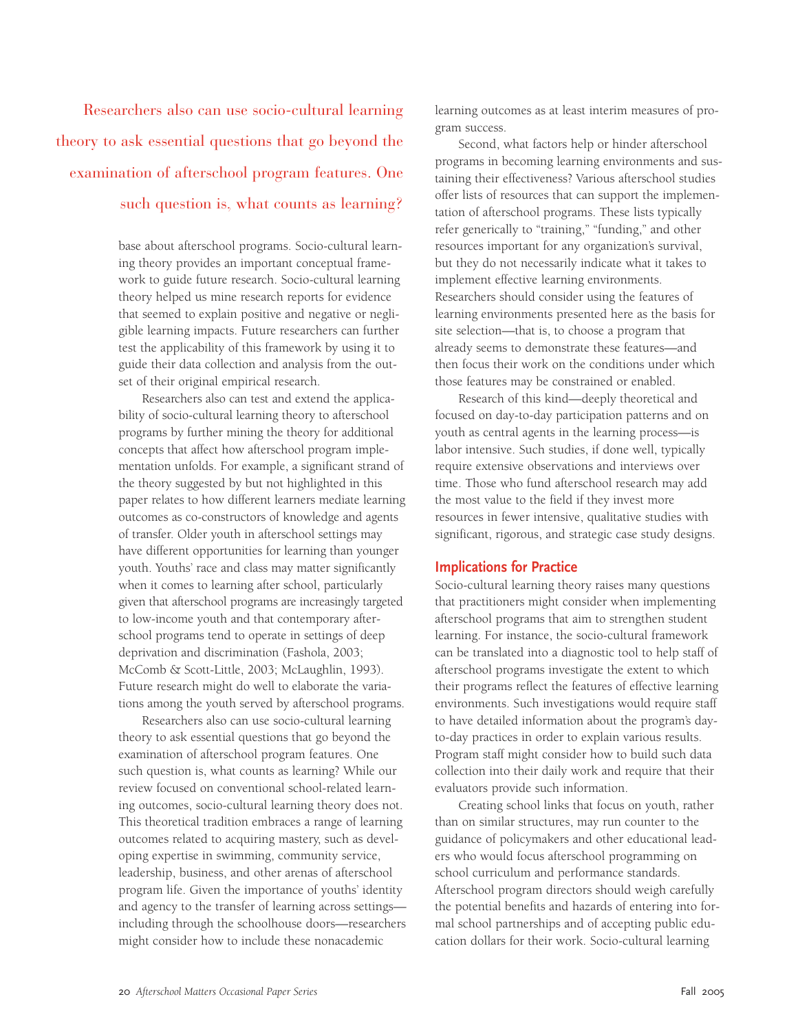> Researchers also can use socio-cultural learning theory to ask essential questions that go beyond the examination of afterschool program features. One such question is, what counts as learning?

base about afterschool programs. Socio-cultural learning theory provides an important conceptual framework to guide future research. Socio-cultural learning theory helped us mine research reports for evidence that seemed to explain positive and negative or negligible learning impacts. Future researchers can further test the applicability of this framework by using it to guide their data collection and analysis from the outset of their original empirical research.

Researchers also can test and extend the applicability of socio-cultural learning theory to afterschool programs by further mining the theory for additional concepts that affect how afterschool program implementation unfolds. For example, a significant strand of the theory suggested by but not highlighted in this paper relates to how different learners mediate learning outcomes as co-constructors of knowledge and agents of transfer. Older youth in afterschool settings may have different opportunities for learning than younger youth. Youths' race and class may matter significantly when it comes to learning after school, particularly given that afterschool programs are increasingly targeted to low-income youth and that contemporary afterschool programs tend to operate in settings of deep deprivation and discrimination (Fashola, 2003; McComb & Scott-Little, 2003; McLaughlin, 1993). Future research might do well to elaborate the variations among the youth served by afterschool programs.

Researchers also can use socio-cultural learning theory to ask essential questions that go beyond the examination of afterschool program features. One such question is, what counts as learning? While our review focused on conventional school-related learning outcomes, socio-cultural learning theory does not. This theoretical tradition embraces a range of learning outcomes related to acquiring mastery, such as developing expertise in swimming, community service, leadership, business, and other arenas of afterschool program life. Given the importance of youths' identity and agency to the transfer of learning across settings—including through the schoolhouse doors—researchers might consider how to include these nonacademic learning outcomes as at least interim measures of program success.

Second, what factors help or hinder afterschool programs in becoming learning environments and sustaining their effectiveness? Various afterschool studies offer lists of resources that can support the implementation of afterschool programs. These lists typically refer generically to "training," "funding," and other resources important for any organization's survival, but they do not necessarily indicate what it takes to implement effective learning environments. Researchers should consider using the features of learning environments presented here as the basis for site selection—that is, to choose a program that already seems to demonstrate these features—and then focus their work on the conditions under which those features may be constrained or enabled.

Research of this kind—deeply theoretical and focused on day-to-day participation patterns and on youth as central agents in the learning process—is labor intensive. Such studies, if done well, typically require extensive observations and interviews over time. Those who fund afterschool research may add the most value to the field if they invest more resources in fewer intensive, qualitative studies with significant, rigorous, and strategic case study designs.

## Implications for Practice

Socio-cultural learning theory raises many questions that practitioners might consider when implementing afterschool programs that aim to strengthen student learning. For instance, the socio-cultural framework can be translated into a diagnostic tool to help staff of afterschool programs investigate the extent to which their programs reflect the features of effective learning environments. Such investigations would require staff to have detailed information about the program's day-to-day practices in order to explain various results. Program staff might consider how to build such data collection into their daily work and require that their evaluators provide such information.

Creating school links that focus on youth, rather than on similar structures, may run counter to the guidance of policymakers and other educational leaders who would focus afterschool programming on school curriculum and performance standards. Afterschool program directors should weigh carefully the potential benefits and hazards of entering into formal school partnerships and of accepting public education dollars for their work. Socio-cultural learning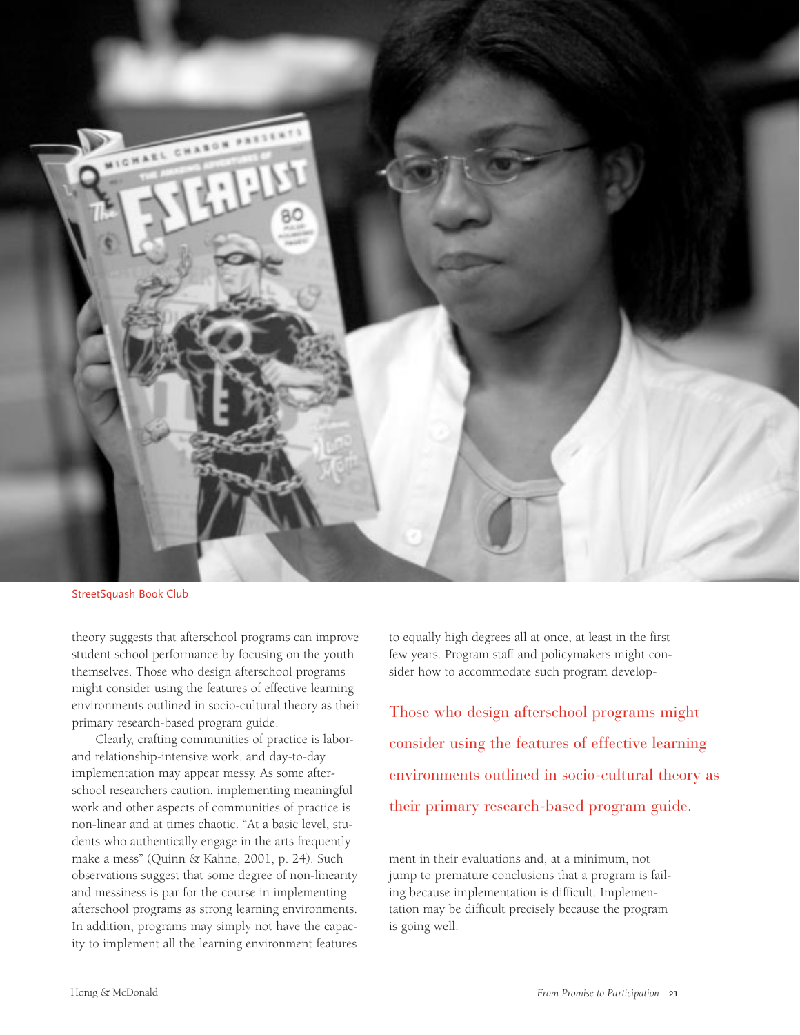StreetSquash Book Club

theory suggests that afterschool programs can improve student school performance by focusing on the youth themselves. Those who design afterschool programs might consider using the features of effective learning environments outlined in socio-cultural theory as their primary research-based program guide.

Clearly, crafting communities of practice is labor- and relationship-intensive work, and day-to-day implementation may appear messy. As some afterschool researchers caution, implementing meaningful work and other aspects of communities of practice is non-linear and at times chaotic. "At a basic level, students who authentically engage in the arts frequently make a mess" (Quinn & Kahne, 2001, p. 24). Such observations suggest that some degree of non-linearity and messiness is par for the course in implementing afterschool programs as strong learning environments. In addition, programs may simply not have the capacity to implement all the learning environment features to equally high degrees all at once, at least in the first few years. Program staff and policymakers might consider how to accommodate such program development in their evaluations and, at a minimum, not jump to premature conclusions that a program is failing because implementation is difficult. Implementation may be difficult precisely because the program is going well.

> Those who design afterschool programs might consider using the features of effective learning environments outlined in socio-cultural theory as their primary research-based program guide.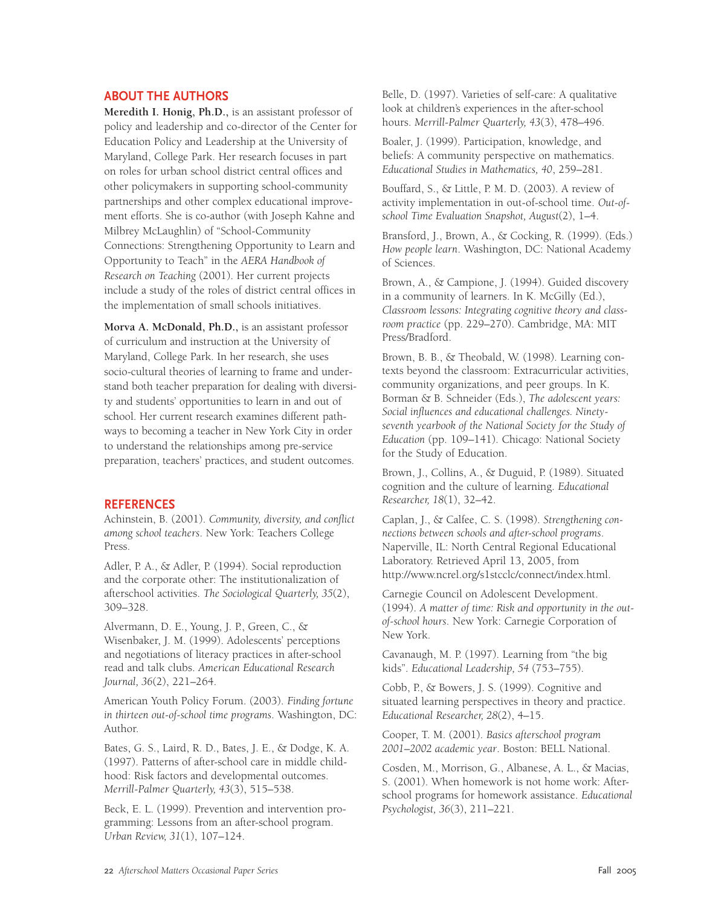## ABOUT THE AUTHORS

**Meredith I. Honig, Ph.D.,** is an assistant professor of policy and leadership and co-director of the Center for Education Policy and Leadership at the University of Maryland, College Park. Her research focuses in part on roles for urban school district central offices and other policymakers in supporting school-community partnerships and other complex educational improvement efforts. She is co-author (with Joseph Kahne and Milbrey McLaughlin) of "School-Community Connections: Strengthening Opportunity to Learn and Opportunity to Teach" in the *AERA Handbook of Research on Teaching* (2001). Her current projects include a study of the roles of district central offices in the implementation of small schools initiatives.

**Morva A. McDonald, Ph.D.,** is an assistant professor of curriculum and instruction at the University of Maryland, College Park. In her research, she uses socio-cultural theories of learning to frame and understand both teacher preparation for dealing with diversity and students' opportunities to learn in and out of school. Her current research examines different pathways to becoming a teacher in New York City in order to understand the relationships among pre-service preparation, teachers' practices, and student outcomes.

## REFERENCES

Achinstein, B. (2001). *Community, diversity, and conflict among school teachers*. New York: Teachers College Press.

Adler, P. A., & Adler, P. (1994). Social reproduction and the corporate other: The institutionalization of afterschool activities. *The Sociological Quarterly, 35*(2), 309–328.

Alvermann, D. E., Young, J. P., Green, C., & Wisenbaker, J. M. (1999). Adolescents' perceptions and negotiations of literacy practices in after-school read and talk clubs. *American Educational Research Journal, 36*(2), 221–264.

American Youth Policy Forum. (2003). *Finding fortune in thirteen out-of-school time programs*. Washington, DC: Author.

Bates, G. S., Laird, R. D., Bates, J. E., & Dodge, K. A. (1997). Patterns of after-school care in middle childhood: Risk factors and developmental outcomes. *Merrill-Palmer Quarterly, 43*(3), 515–538.

Beck, E. L. (1999). Prevention and intervention programming: Lessons from an after-school program. *Urban Review, 31*(1), 107–124.

Belle, D. (1997). Varieties of self-care: A qualitative look at children's experiences in the after-school hours. *Merrill-Palmer Quarterly, 43*(3), 478–496.

Boaler, J. (1999). Participation, knowledge, and beliefs: A community perspective on mathematics. *Educational Studies in Mathematics, 40*, 259–281.

Bouffard, S., & Little, P. M. D. (2003). A review of activity implementation in out-of-school time. *Out-of-school Time Evaluation Snapshot, August*(2), 1–4.

Bransford, J., Brown, A., & Cocking, R. (1999). (Eds.) *How people learn*. Washington, DC: National Academy of Sciences.

Brown, A., & Campione, J. (1994). Guided discovery in a community of learners. In K. McGilly (Ed.), *Classroom lessons: Integrating cognitive theory and classroom practice* (pp. 229–270). Cambridge, MA: MIT Press/Bradford.

Brown, B. B., & Theobald, W. (1998). Learning contexts beyond the classroom: Extracurricular activities, community organizations, and peer groups. In K. Borman & B. Schneider (Eds.), *The adolescent years: Social influences and educational challenges. Ninety-seventh yearbook of the National Society for the Study of Education* (pp. 109–141). Chicago: National Society for the Study of Education.

Brown, J., Collins, A., & Duguid, P. (1989). Situated cognition and the culture of learning. *Educational Researcher, 18*(1), 32–42.

Caplan, J., & Calfee, C. S. (1998). *Strengthening connections between schools and after-school programs*. Naperville, IL: North Central Regional Educational Laboratory. Retrieved April 13, 2005, from http://www.ncrel.org/s1stcclc/connect/index.html.

Carnegie Council on Adolescent Development. (1994). *A matter of time: Risk and opportunity in the out-of-school hours*. New York: Carnegie Corporation of New York.

Cavanaugh, M. P. (1997). Learning from "the big kids". *Educational Leadership, 54* (753–755).

Cobb, P., & Bowers, J. S. (1999). Cognitive and situated learning perspectives in theory and practice. *Educational Researcher, 28*(2), 4–15.

Cooper, T. M. (2001). *Basics afterschool program 2001–2002 academic year*. Boston: BELL National.

Cosden, M., Morrison, G., Albanese, A. L., & Macias, S. (2001). When homework is not home work: After-school programs for homework assistance. *Educational Psychologist, 36*(3), 211–221.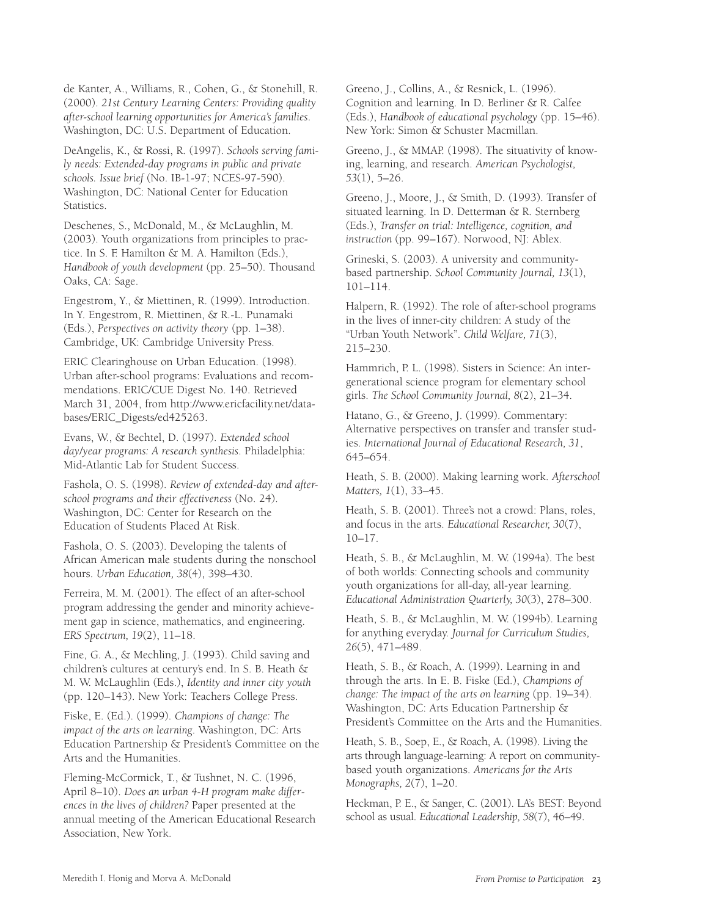de Kanter, A., Williams, R., Cohen, G., & Stonehill, R. (2000). *21st Century Learning Centers: Providing quality after-school learning opportunities for America's families*. Washington, DC: U.S. Department of Education.

DeAngelis, K., & Rossi, R. (1997). *Schools serving family needs: Extended-day programs in public and private schools. Issue brief* (No. IB-1-97; NCES-97-590). Washington, DC: National Center for Education Statistics.

Deschenes, S., McDonald, M., & McLaughlin, M. (2003). Youth organizations from principles to practice. In S. F. Hamilton & M. A. Hamilton (Eds.), *Handbook of youth development* (pp. 25–50). Thousand Oaks, CA: Sage.

Engestrom, Y., & Miettinen, R. (1999). Introduction. In Y. Engestrom, R. Miettinen, & R.-L. Punamaki (Eds.), *Perspectives on activity theory* (pp. 1–38). Cambridge, UK: Cambridge University Press.

ERIC Clearinghouse on Urban Education. (1998). Urban after-school programs: Evaluations and recommendations. ERIC/CUE Digest No. 140. Retrieved March 31, 2004, from http://www.ericfacility.net/databases/ERIC_Digests/ed425263.

Evans, W., & Bechtel, D. (1997). *Extended school day/year programs: A research synthesis*. Philadelphia: Mid-Atlantic Lab for Student Success.

Fashola, O. S. (1998). *Review of extended-day and after-school programs and their effectiveness* (No. 24). Washington, DC: Center for Research on the Education of Students Placed At Risk.

Fashola, O. S. (2003). Developing the talents of African American male students during the nonschool hours. *Urban Education, 38*(4), 398–430.

Ferreira, M. M. (2001). The effect of an after-school program addressing the gender and minority achievement gap in science, mathematics, and engineering. *ERS Spectrum, 19*(2), 11–18.

Fine, G. A., & Mechling, J. (1993). Child saving and children's cultures at century's end. In S. B. Heath & M. W. McLaughlin (Eds.), *Identity and inner city youth* (pp. 120–143). New York: Teachers College Press.

Fiske, E. (Ed.). (1999). *Champions of change: The impact of the arts on learning*. Washington, DC: Arts Education Partnership & President's Committee on the Arts and the Humanities.

Fleming-McCormick, T., & Tushnet, N. C. (1996, April 8–10). *Does an urban 4-H program make differences in the lives of children?* Paper presented at the annual meeting of the American Educational Research Association, New York.

Greeno, J., Collins, A., & Resnick, L. (1996). Cognition and learning. In D. Berliner & R. Calfee (Eds.), *Handbook of educational psychology* (pp. 15–46). New York: Simon & Schuster Macmillan.

Greeno, J., & MMAP. (1998). The situativity of knowing, learning, and research. *American Psychologist, 53*(1), 5–26.

Greeno, J., Moore, J., & Smith, D. (1993). Transfer of situated learning. In D. Detterman & R. Sternberg (Eds.), *Transfer on trial: Intelligence, cognition, and instruction* (pp. 99–167). Norwood, NJ: Ablex.

Grineski, S. (2003). A university and community-based partnership. *School Community Journal, 13*(1), 101–114.

Halpern, R. (1992). The role of after-school programs in the lives of inner-city children: A study of the "Urban Youth Network". *Child Welfare, 71*(3), 215–230.

Hammrich, P. L. (1998). Sisters in Science: An intergenerational science program for elementary school girls. *The School Community Journal, 8*(2), 21–34.

Hatano, G., & Greeno, J. (1999). Commentary: Alternative perspectives on transfer and transfer studies. *International Journal of Educational Research, 31*, 645–654.

Heath, S. B. (2000). Making learning work. *Afterschool Matters, 1*(1), 33–45.

Heath, S. B. (2001). Three's not a crowd: Plans, roles, and focus in the arts. *Educational Researcher, 30*(7), 10–17.

Heath, S. B., & McLaughlin, M. W. (1994a). The best of both worlds: Connecting schools and community youth organizations for all-day, all-year learning. *Educational Administration Quarterly, 30*(3), 278–300.

Heath, S. B., & McLaughlin, M. W. (1994b). Learning for anything everyday. *Journal for Curriculum Studies, 26*(5), 471–489.

Heath, S. B., & Roach, A. (1999). Learning in and through the arts. In E. B. Fiske (Ed.), *Champions of change: The impact of the arts on learning* (pp. 19–34). Washington, DC: Arts Education Partnership & President's Committee on the Arts and the Humanities.

Heath, S. B., Soep, E., & Roach, A. (1998). Living the arts through language-learning: A report on community-based youth organizations. *Americans for the Arts Monographs, 2*(7), 1–20.

Heckman, P. E., & Sanger, C. (2001). LA's BEST: Beyond school as usual. *Educational Leadership, 58*(7), 46–49.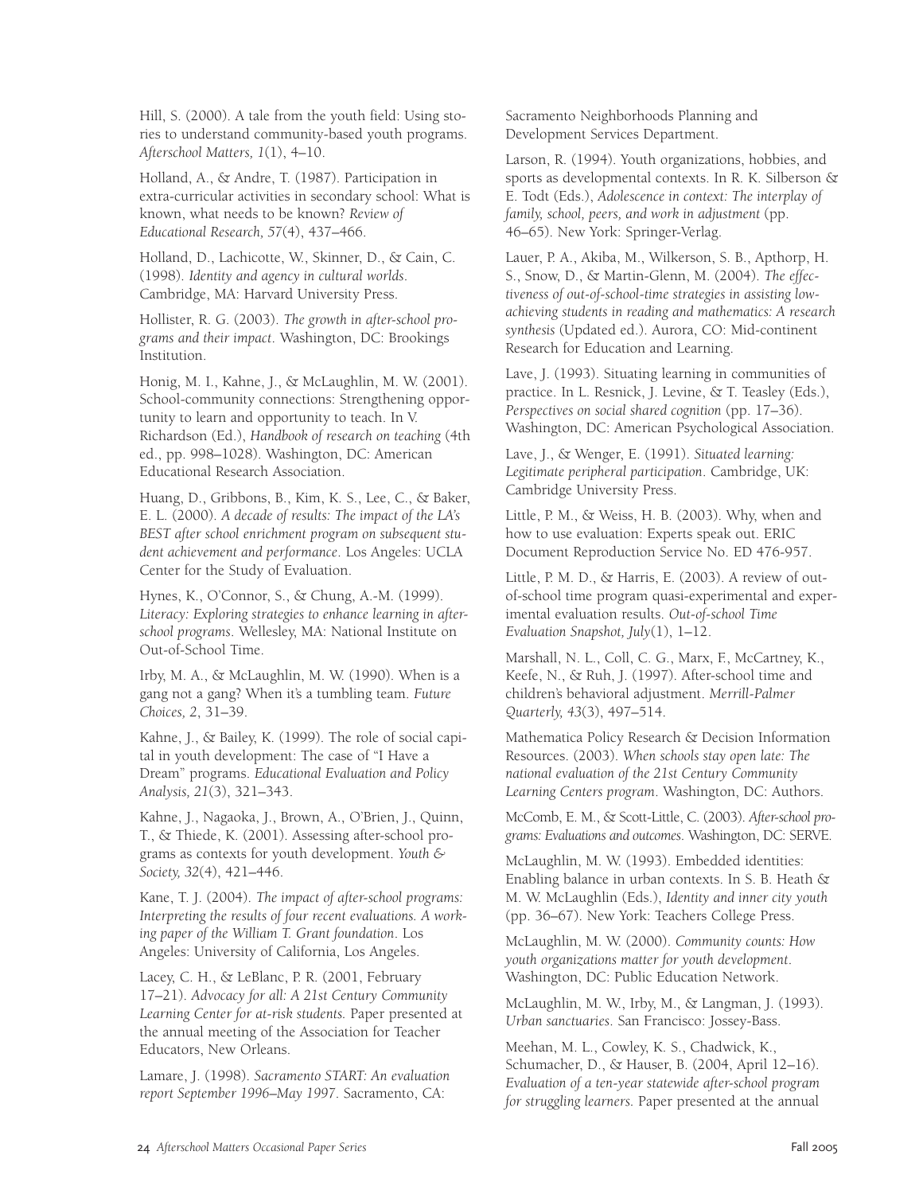Hill, S. (2000). A tale from the youth field: Using stories to understand community-based youth programs. *Afterschool Matters, 1*(1), 4–10.

Holland, A., & Andre, T. (1987). Participation in extra-curricular activities in secondary school: What is known, what needs to be known? *Review of Educational Research, 57*(4), 437–466.

Holland, D., Lachicotte, W., Skinner, D., & Cain, C. (1998). *Identity and agency in cultural worlds*. Cambridge, MA: Harvard University Press.

Hollister, R. G. (2003). *The growth in after-school programs and their impact*. Washington, DC: Brookings Institution.

Honig, M. I., Kahne, J., & McLaughlin, M. W. (2001). School-community connections: Strengthening opportunity to learn and opportunity to teach. In V. Richardson (Ed.), *Handbook of research on teaching* (4th ed., pp. 998–1028). Washington, DC: American Educational Research Association.

Huang, D., Gribbons, B., Kim, K. S., Lee, C., & Baker, E. L. (2000). *A decade of results: The impact of the LA's BEST after school enrichment program on subsequent student achievement and performance*. Los Angeles: UCLA Center for the Study of Evaluation.

Hynes, K., O'Connor, S., & Chung, A.-M. (1999). *Literacy: Exploring strategies to enhance learning in afterschool programs*. Wellesley, MA: National Institute on Out-of-School Time.

Irby, M. A., & McLaughlin, M. W. (1990). When is a gang not a gang? When it's a tumbling team. *Future Choices, 2*, 31–39.

Kahne, J., & Bailey, K. (1999). The role of social capital in youth development: The case of "I Have a Dream" programs. *Educational Evaluation and Policy Analysis, 21*(3), 321–343.

Kahne, J., Nagaoka, J., Brown, A., O'Brien, J., Quinn, T., & Thiede, K. (2001). Assessing after-school programs as contexts for youth development. *Youth & Society, 32*(4), 421–446.

Kane, T. J. (2004). *The impact of after-school programs: Interpreting the results of four recent evaluations. A working paper of the William T. Grant foundation*. Los Angeles: University of California, Los Angeles.

Lacey, C. H., & LeBlanc, P. R. (2001, February 17–21). *Advocacy for all: A 21st Century Community Learning Center for at-risk students*. Paper presented at the annual meeting of the Association for Teacher Educators, New Orleans.

Lamare, J. (1998). *Sacramento START: An evaluation report September 1996–May 1997*. Sacramento, CA: Sacramento Neighborhoods Planning and Development Services Department.

Larson, R. (1994). Youth organizations, hobbies, and sports as developmental contexts. In R. K. Silberson & E. Todt (Eds.), *Adolescence in context: The interplay of family, school, peers, and work in adjustment* (pp. 46–65). New York: Springer-Verlag.

Lauer, P. A., Akiba, M., Wilkerson, S. B., Apthorp, H. S., Snow, D., & Martin-Glenn, M. (2004). *The effectiveness of out-of-school-time strategies in assisting low-achieving students in reading and mathematics: A research synthesis* (Updated ed.). Aurora, CO: Mid-continent Research for Education and Learning.

Lave, J. (1993). Situating learning in communities of practice. In L. Resnick, J. Levine, & T. Teasley (Eds.), *Perspectives on social shared cognition* (pp. 17–36). Washington, DC: American Psychological Association.

Lave, J., & Wenger, E. (1991). *Situated learning: Legitimate peripheral participation*. Cambridge, UK: Cambridge University Press.

Little, P. M., & Weiss, H. B. (2003). Why, when and how to use evaluation: Experts speak out. ERIC Document Reproduction Service No. ED 476-957.

Little, P. M. D., & Harris, E. (2003). A review of out-of-school time program quasi-experimental and experimental evaluation results. *Out-of-school Time Evaluation Snapshot, July*(1), 1–12.

Marshall, N. L., Coll, C. G., Marx, F., McCartney, K., Keefe, N., & Ruh, J. (1997). After-school time and children's behavioral adjustment. *Merrill-Palmer Quarterly, 43*(3), 497–514.

Mathematica Policy Research & Decision Information Resources. (2003). *When schools stay open late: The national evaluation of the 21st Century Community Learning Centers program*. Washington, DC: Authors.

McComb, E. M., & Scott-Little, C. (2003). *After-school programs: Evaluations and outcomes*. Washington, DC: SERVE.

McLaughlin, M. W. (1993). Embedded identities: Enabling balance in urban contexts. In S. B. Heath & M. W. McLaughlin (Eds.), *Identity and inner city youth* (pp. 36–67). New York: Teachers College Press.

McLaughlin, M. W. (2000). *Community counts: How youth organizations matter for youth development*. Washington, DC: Public Education Network.

McLaughlin, M. W., Irby, M., & Langman, J. (1993). *Urban sanctuaries*. San Francisco: Jossey-Bass.

Meehan, M. L., Cowley, K. S., Chadwick, K., Schumacher, D., & Hauser, B. (2004, April 12–16). *Evaluation of a ten-year statewide after-school program for struggling learners*. Paper presented at the annual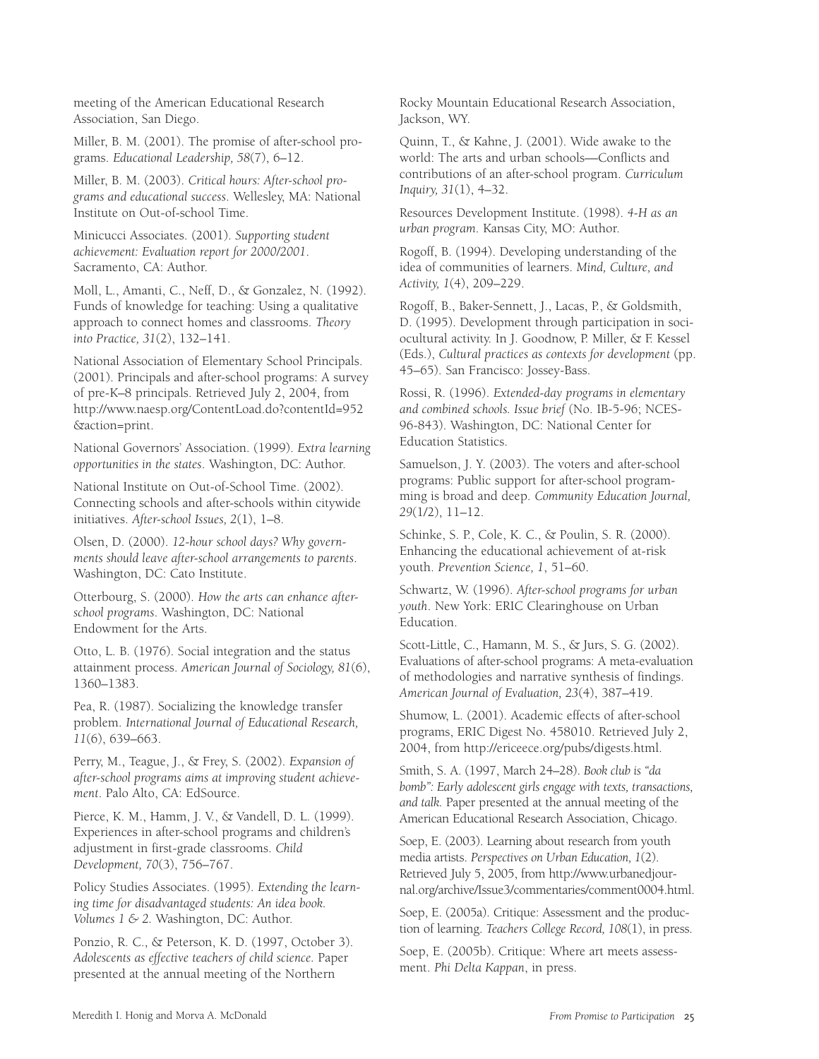meeting of the American Educational Research Association, San Diego.

Miller, B. M. (2001). The promise of after-school programs. *Educational Leadership, 58*(7), 6–12.

Miller, B. M. (2003). *Critical hours: After-school programs and educational success*. Wellesley, MA: National Institute on Out-of-school Time.

Minicucci Associates. (2001). *Supporting student achievement: Evaluation report for 2000/2001*. Sacramento, CA: Author.

Moll, L., Amanti, C., Neff, D., & Gonzalez, N. (1992). Funds of knowledge for teaching: Using a qualitative approach to connect homes and classrooms. *Theory into Practice, 31*(2), 132–141.

National Association of Elementary School Principals. (2001). Principals and after-school programs: A survey of pre-K–8 principals. Retrieved July 2, 2004, from http://www.naesp.org/ContentLoad.do?contentId=952&action=print.

National Governors' Association. (1999). *Extra learning opportunities in the states*. Washington, DC: Author.

National Institute on Out-of-School Time. (2002). Connecting schools and after-schools within citywide initiatives. *After-school Issues, 2*(1), 1–8.

Olsen, D. (2000). *12-hour school days? Why governments should leave after-school arrangements to parents*. Washington, DC: Cato Institute.

Otterbourg, S. (2000). *How the arts can enhance after-school programs*. Washington, DC: National Endowment for the Arts.

Otto, L. B. (1976). Social integration and the status attainment process. *American Journal of Sociology, 81*(6), 1360–1383.

Pea, R. (1987). Socializing the knowledge transfer problem. *International Journal of Educational Research, 11*(6), 639–663.

Perry, M., Teague, J., & Frey, S. (2002). *Expansion of after-school programs aims at improving student achievement*. Palo Alto, CA: EdSource.

Pierce, K. M., Hamm, J. V., & Vandell, D. L. (1999). Experiences in after-school programs and children's adjustment in first-grade classrooms. *Child Development, 70*(3), 756–767.

Policy Studies Associates. (1995). *Extending the learning time for disadvantaged students: An idea book. Volumes 1 & 2*. Washington, DC: Author.

Ponzio, R. C., & Peterson, K. D. (1997, October 3). *Adolescents as effective teachers of child science*. Paper presented at the annual meeting of the Northern Rocky Mountain Educational Research Association, Jackson, WY.

Quinn, T., & Kahne, J. (2001). Wide awake to the world: The arts and urban schools—Conflicts and contributions of an after-school program. *Curriculum Inquiry, 31*(1), 4–32.

Resources Development Institute. (1998). *4-H as an urban program*. Kansas City, MO: Author.

Rogoff, B. (1994). Developing understanding of the idea of communities of learners. *Mind, Culture, and Activity, 1*(4), 209–229.

Rogoff, B., Baker-Sennett, J., Lacas, P., & Goldsmith, D. (1995). Development through participation in sociocultural activity. In J. Goodnow, P. Miller, & F. Kessel (Eds.), *Cultural practices as contexts for development* (pp. 45–65). San Francisco: Jossey-Bass.

Rossi, R. (1996). *Extended-day programs in elementary and combined schools. Issue brief* (No. IB-5-96; NCES-96-843). Washington, DC: National Center for Education Statistics.

Samuelson, J. Y. (2003). The voters and after-school programs: Public support for after-school programming is broad and deep. *Community Education Journal, 29*(1/2), 11–12.

Schinke, S. P., Cole, K. C., & Poulin, S. R. (2000). Enhancing the educational achievement of at-risk youth. *Prevention Science, 1*, 51–60.

Schwartz, W. (1996). *After-school programs for urban youth*. New York: ERIC Clearinghouse on Urban Education.

Scott-Little, C., Hamann, M. S., & Jurs, S. G. (2002). Evaluations of after-school programs: A meta-evaluation of methodologies and narrative synthesis of findings. *American Journal of Evaluation, 23*(4), 387–419.

Shumow, L. (2001). Academic effects of after-school programs, ERIC Digest No. 458010. Retrieved July 2, 2004, from http://ericeece.org/pubs/digests.html.

Smith, S. A. (1997, March 24–28). *Book club is "da bomb": Early adolescent girls engage with texts, transactions, and talk.* Paper presented at the annual meeting of the American Educational Research Association, Chicago.

Soep, E. (2003). Learning about research from youth media artists. *Perspectives on Urban Education, 1*(2). Retrieved July 5, 2005, from http://www.urbanedjournal.org/archive/Issue3/commentaries/comment0004.html.

Soep, E. (2005a). Critique: Assessment and the production of learning. *Teachers College Record, 108*(1), in press.

Soep, E. (2005b). Critique: Where art meets assessment. *Phi Delta Kappan*, in press.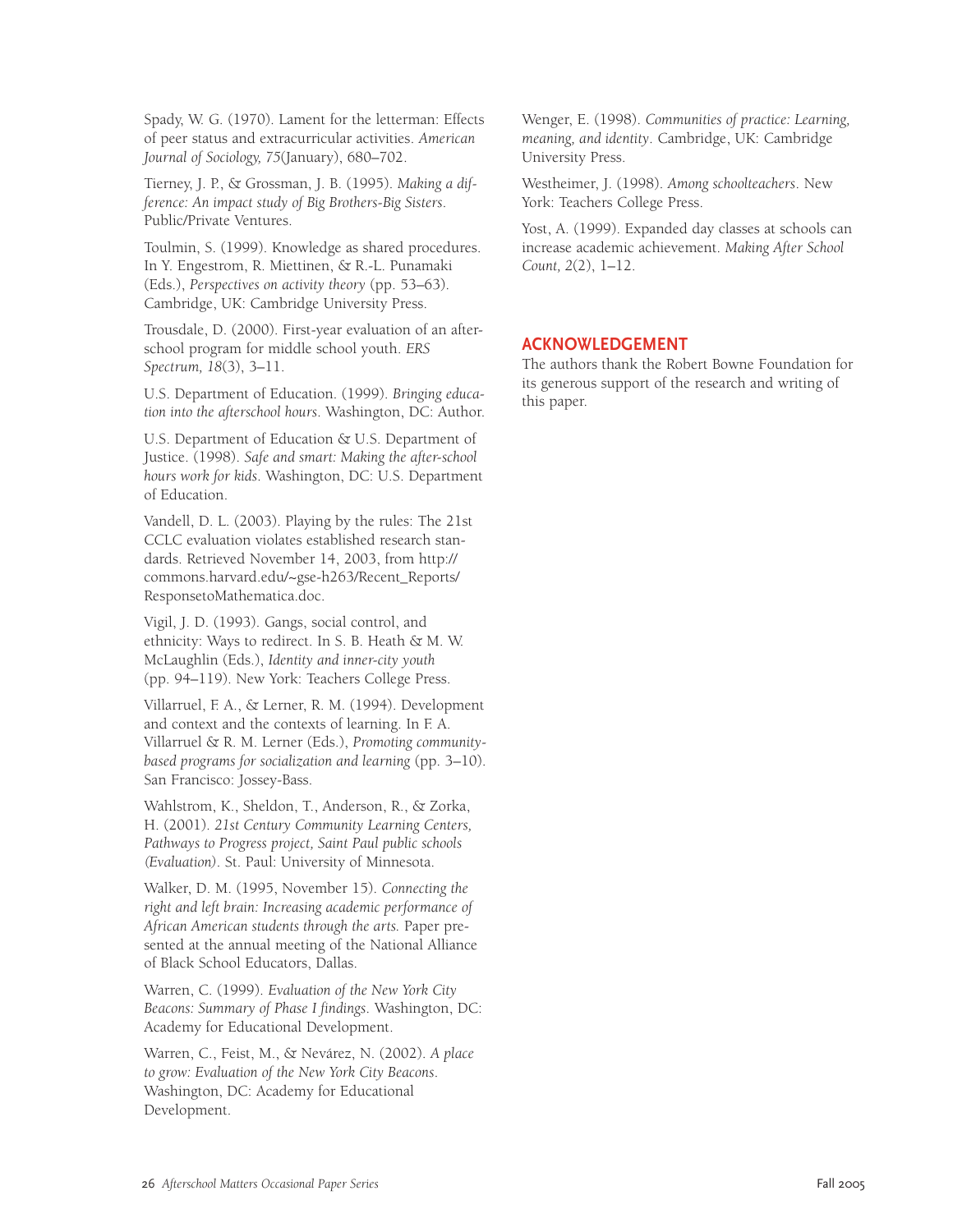Spady, W. G. (1970). Lament for the letterman: Effects of peer status and extracurricular activities. *American Journal of Sociology, 75*(January), 680–702.

Tierney, J. P., & Grossman, J. B. (1995). *Making a difference: An impact study of Big Brothers-Big Sisters*. Public/Private Ventures.

Toulmin, S. (1999). Knowledge as shared procedures. In Y. Engestrom, R. Miettinen, & R.-L. Punamaki (Eds.), *Perspectives on activity theory* (pp. 53–63). Cambridge, UK: Cambridge University Press.

Trousdale, D. (2000). First-year evaluation of an afterschool program for middle school youth. *ERS Spectrum, 18*(3), 3–11.

U.S. Department of Education. (1999). *Bringing education into the afterschool hours*. Washington, DC: Author.

U.S. Department of Education & U.S. Department of Justice. (1998). *Safe and smart: Making the after-school hours work for kids*. Washington, DC: U.S. Department of Education.

Vandell, D. L. (2003). Playing by the rules: The 21st CCLC evaluation violates established research standards. Retrieved November 14, 2003, from http://commons.harvard.edu/~gse-h263/Recent_Reports/ResponsetoMathematica.doc.

Vigil, J. D. (1993). Gangs, social control, and ethnicity: Ways to redirect. In S. B. Heath & M. W. McLaughlin (Eds.), *Identity and inner-city youth* (pp. 94–119). New York: Teachers College Press.

Villarruel, F. A., & Lerner, R. M. (1994). Development and context and the contexts of learning. In F. A. Villarruel & R. M. Lerner (Eds.), *Promoting community-based programs for socialization and learning* (pp. 3–10). San Francisco: Jossey-Bass.

Wahlstrom, K., Sheldon, T., Anderson, R., & Zorka, H. (2001). *21st Century Community Learning Centers, Pathways to Progress project, Saint Paul public schools (Evaluation)*. St. Paul: University of Minnesota.

Walker, D. M. (1995, November 15). *Connecting the right and left brain: Increasing academic performance of African American students through the arts.* Paper presented at the annual meeting of the National Alliance of Black School Educators, Dallas.

Warren, C. (1999). *Evaluation of the New York City Beacons: Summary of Phase I findings*. Washington, DC: Academy for Educational Development.

Warren, C., Feist, M., & Nevárez, N. (2002). *A place to grow: Evaluation of the New York City Beacons*. Washington, DC: Academy for Educational Development.

Wenger, E. (1998). *Communities of practice: Learning, meaning, and identity*. Cambridge, UK: Cambridge University Press.

Westheimer, J. (1998). *Among schoolteachers*. New York: Teachers College Press.

Yost, A. (1999). Expanded day classes at schools can increase academic achievement. *Making After School Count, 2*(2), 1–12.

## ACKNOWLEDGEMENT

The authors thank the Robert Bowne Foundation for its generous support of the research and writing of this paper.